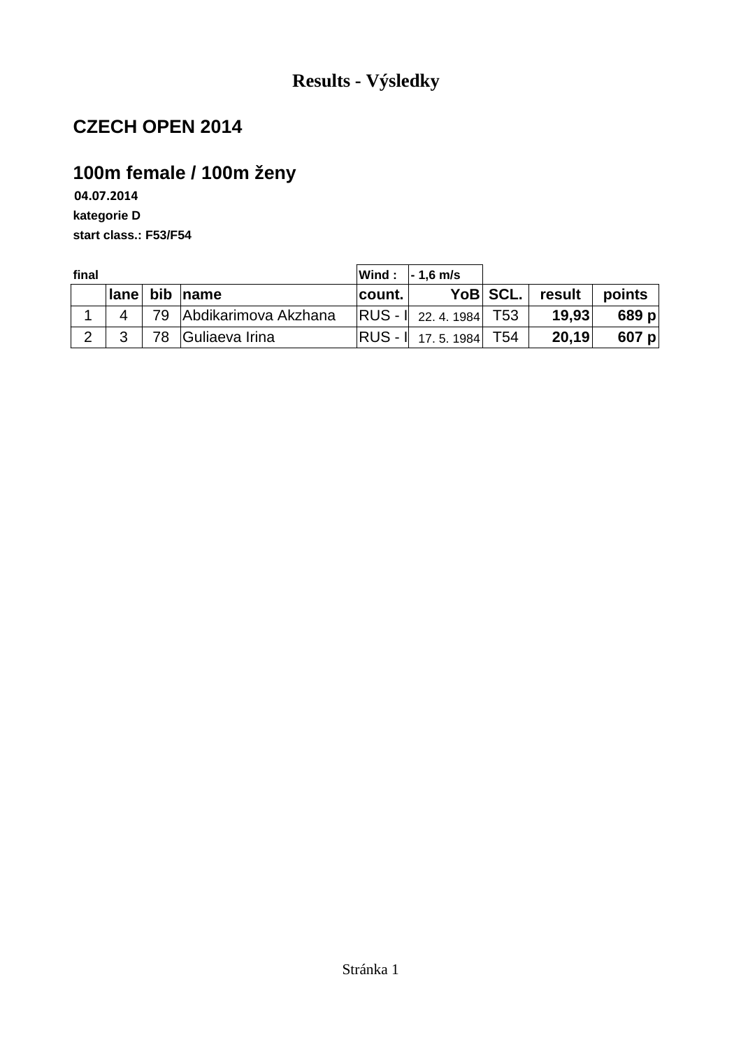# Results - Výsledky

## CZECH OPEN 2014

## 100m female / 100m ženy

**04.07.2014**

**kategorie D**

**start class.: F53/F54**

**final** | **Wind :** | **- 1,6 m/s**

| | lane | bib | name | count. | YoB | SCL. | result | points |
|---|---|---|---|---|---|---|---|---|
| 1 | 4 | 79 | Abdikarimova Akzhana | RUS - I | 22. 4. 1984 | T53 | **19,93** | **689 p** |
| 2 | 3 | 78 | Guliaeva Irina | RUS - I | 17. 5. 1984 | T54 | **20,19** | **607 p** |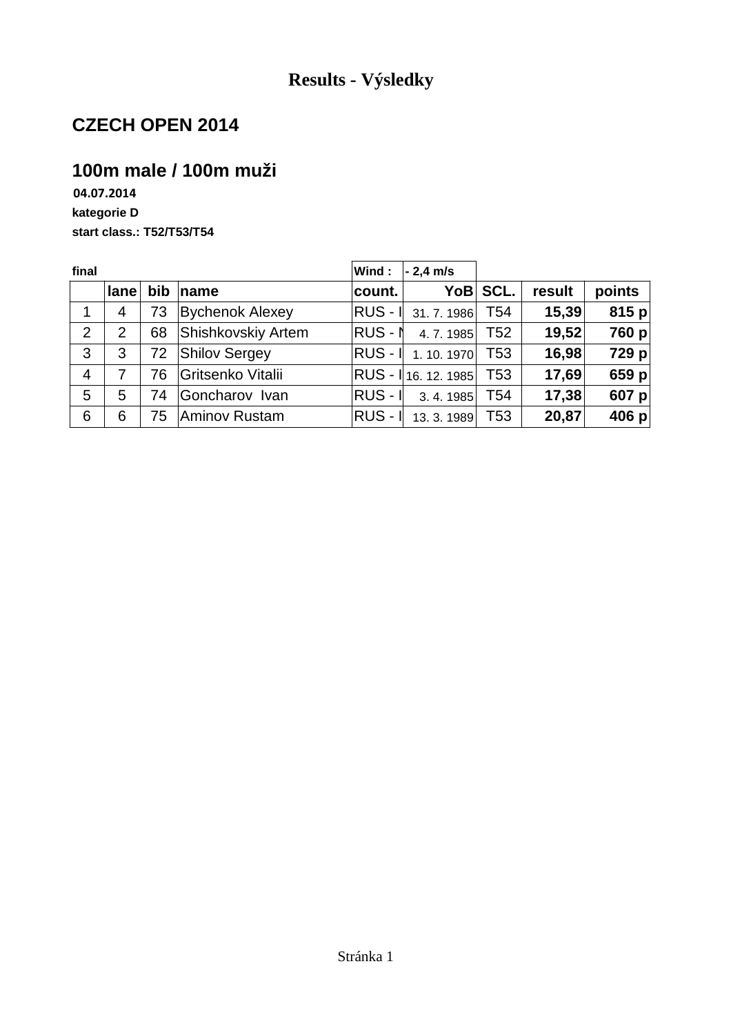# Results - Výsledky

## CZECH OPEN 2014

## 100m male / 100m muži

**04.07.2014**

**kategorie D**

**start class.: T52/T53/T54**

**final** | **Wind :** | **- 2,4 m/s**

| | lane | bib | name | count. | YoB | SCL. | result | points |
|---|---|---|---|---|---|---|---|---|
| 1 | 4 | 73 | Bychenok Alexey | RUS - I | 31. 7. 1986 | T54 | **15,39** | **815 p** |
| 2 | 2 | 68 | Shishkovskiy Artem | RUS - N | 4. 7. 1985 | T52 | **19,52** | **760 p** |
| 3 | 3 | 72 | Shilov Sergey | RUS - I | 1. 10. 1970 | T53 | **16,98** | **729 p** |
| 4 | 7 | 76 | Gritsenko Vitalii | RUS - I | 16. 12. 1985 | T53 | **17,69** | **659 p** |
| 5 | 5 | 74 | Goncharov Ivan | RUS - I | 3. 4. 1985 | T54 | **17,38** | **607 p** |
| 6 | 6 | 75 | Aminov Rustam | RUS - I | 13. 3. 1989 | T53 | **20,87** | **406 p** |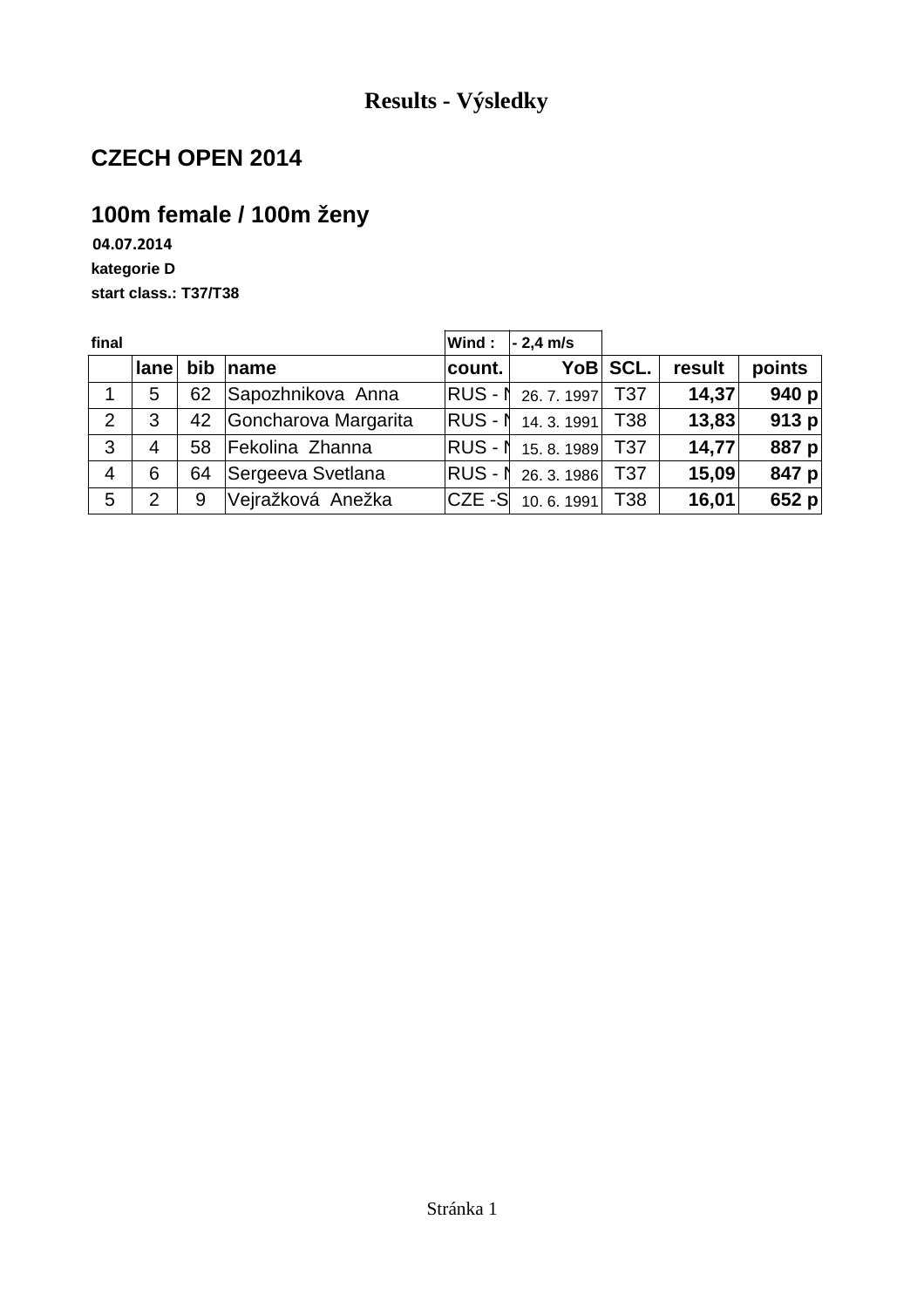# Results - Výsledky

## CZECH OPEN 2014

## 100m female / 100m ženy

**04.07.2014**

**kategorie D**

**start class.: T37/T38**

**final** | **Wind :** | **- 2,4 m/s**

| | lane | bib | name | count. | YoB | SCL. | result | points |
|---|---|---|---|---|---|---|---|---|
| 1 | 5 | 62 | Sapozhnikova Anna | RUS - I | 26. 7. 1997 | T37 | **14,37** | **940 p** |
| 2 | 3 | 42 | Goncharova Margarita | RUS - I | 14. 3. 1991 | T38 | **13,83** | **913 p** |
| 3 | 4 | 58 | Fekolina Zhanna | RUS - I | 15. 8. 1989 | T37 | **14,77** | **887 p** |
| 4 | 6 | 64 | Sergeeva Svetlana | RUS - I | 26. 3. 1986 | T37 | **15,09** | **847 p** |
| 5 | 2 | 9 | Vejražková Anežka | CZE -S | 10. 6. 1991 | T38 | **16,01** | **652 p** |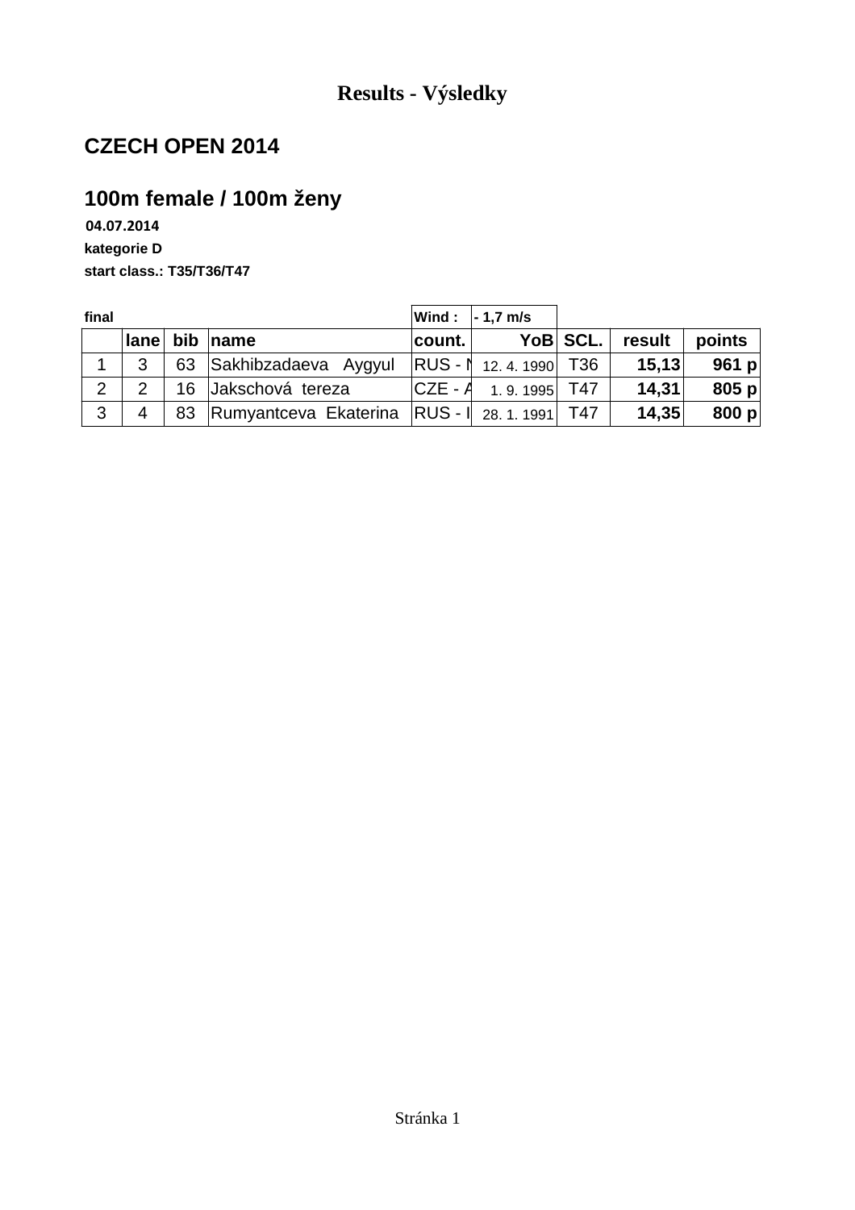# Results - Výsledky

## CZECH OPEN 2014

## 100m female / 100m ženy

**04.07.2014**

**kategorie D**

**start class.: T35/T36/T47**

**final** | **Wind :** | **- 1,7 m/s**

| | lane | bib | name | count. | YoB | SCL. | result | points |
|---|---|---|---|---|---|---|---|---|
| 1 | 3 | 63 | Sakhibzadaeva Aygyul | RUS - N | 12. 4. 1990 | T36 | **15,13** | **961 p** |
| 2 | 2 | 16 | Jakschová tereza | CZE - A | 1. 9. 1995 | T47 | **14,31** | **805 p** |
| 3 | 4 | 83 | Rumyantceva Ekaterina | RUS - I | 28. 1. 1991 | T47 | **14,35** | **800 p** |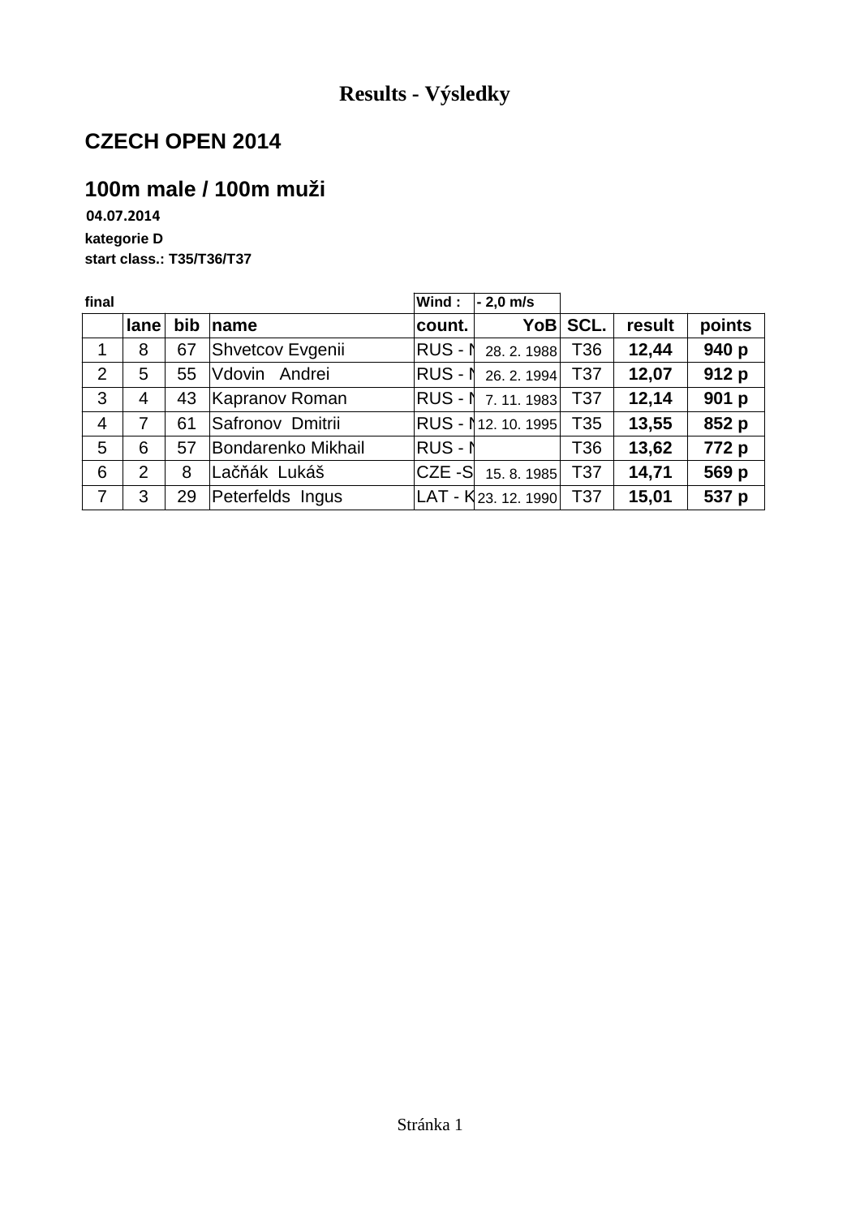# Results - Výsledky

## CZECH OPEN 2014

## 100m male / 100m muži

**04.07.2014**

**kategorie D**

**start class.: T35/T36/T37**

**final** | **Wind :** | **- 2,0 m/s**

| | lane | bib | name | count. | YoB | SCL. | result | points |
|---|---|---|---|---|---|---|---|---|
| 1 | 8 | 67 | Shvetcov Evgenii | RUS - N | 28. 2. 1988 | T36 | **12,44** | **940 p** |
| 2 | 5 | 55 | Vdovin Andrei | RUS - N | 26. 2. 1994 | T37 | **12,07** | **912 p** |
| 3 | 4 | 43 | Kapranov Roman | RUS - N | 7. 11. 1983 | T37 | **12,14** | **901 p** |
| 4 | 7 | 61 | Safronov Dmitrii | RUS - N | 12. 10. 1995 | T35 | **13,55** | **852 p** |
| 5 | 6 | 57 | Bondarenko Mikhail | RUS - N | | T36 | **13,62** | **772 p** |
| 6 | 2 | 8 | Lačňák Lukáš | CZE -S | 15. 8. 1985 | T37 | **14,71** | **569 p** |
| 7 | 3 | 29 | Peterfelds Ingus | LAT - K | 23. 12. 1990 | T37 | **15,01** | **537 p** |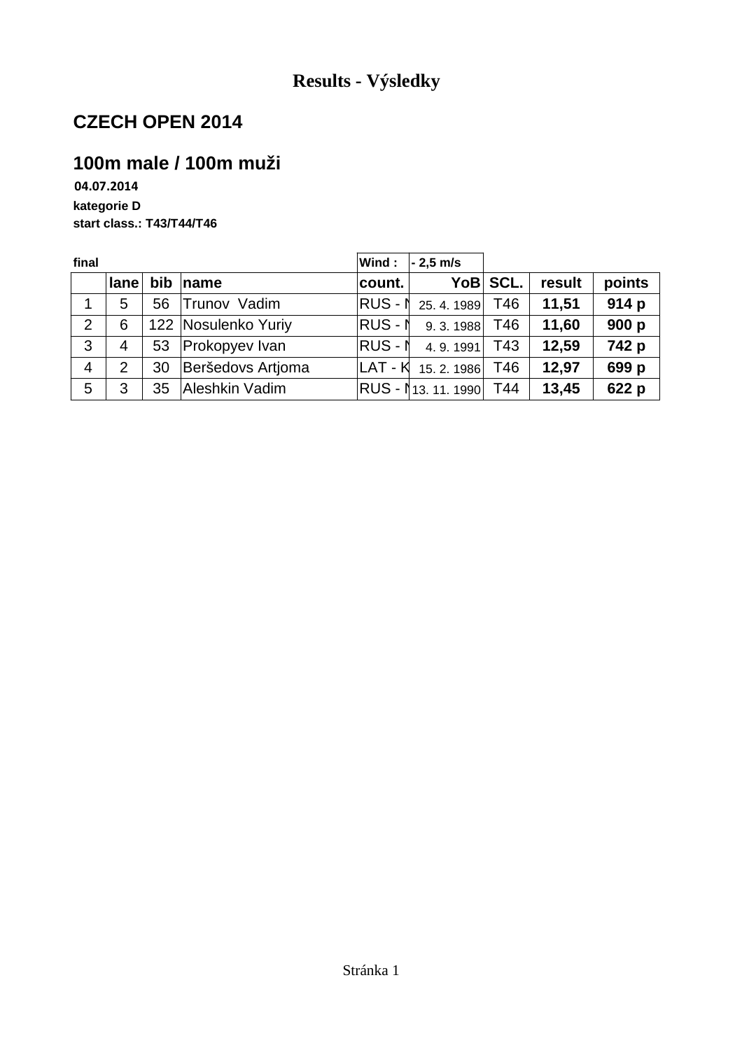# Results - Výsledky

## CZECH OPEN 2014

## 100m male / 100m muži

**04.07.2014**

**kategorie D**

**start class.: T43/T44/T46**

**final** | **Wind :** | **- 2,5 m/s**

| | lane | bib | name | count. | YoB | SCL. | result | points |
|---|---|---|---|---|---|---|---|---|
| 1 | 5 | 56 | Trunov Vadim | RUS - I | 25. 4. 1989 | T46 | **11,51** | **914 p** |
| 2 | 6 | 122 | Nosulenko Yuriy | RUS - I | 9. 3. 1988 | T46 | **11,60** | **900 p** |
| 3 | 4 | 53 | Prokopyev Ivan | RUS - I | 4. 9. 1991 | T43 | **12,59** | **742 p** |
| 4 | 2 | 30 | Beršedovs Artjoma | LAT - K | 15. 2. 1986 | T46 | **12,97** | **699 p** |
| 5 | 3 | 35 | Aleshkin Vadim | RUS - I | 13. 11. 1990 | T44 | **13,45** | **622 p** |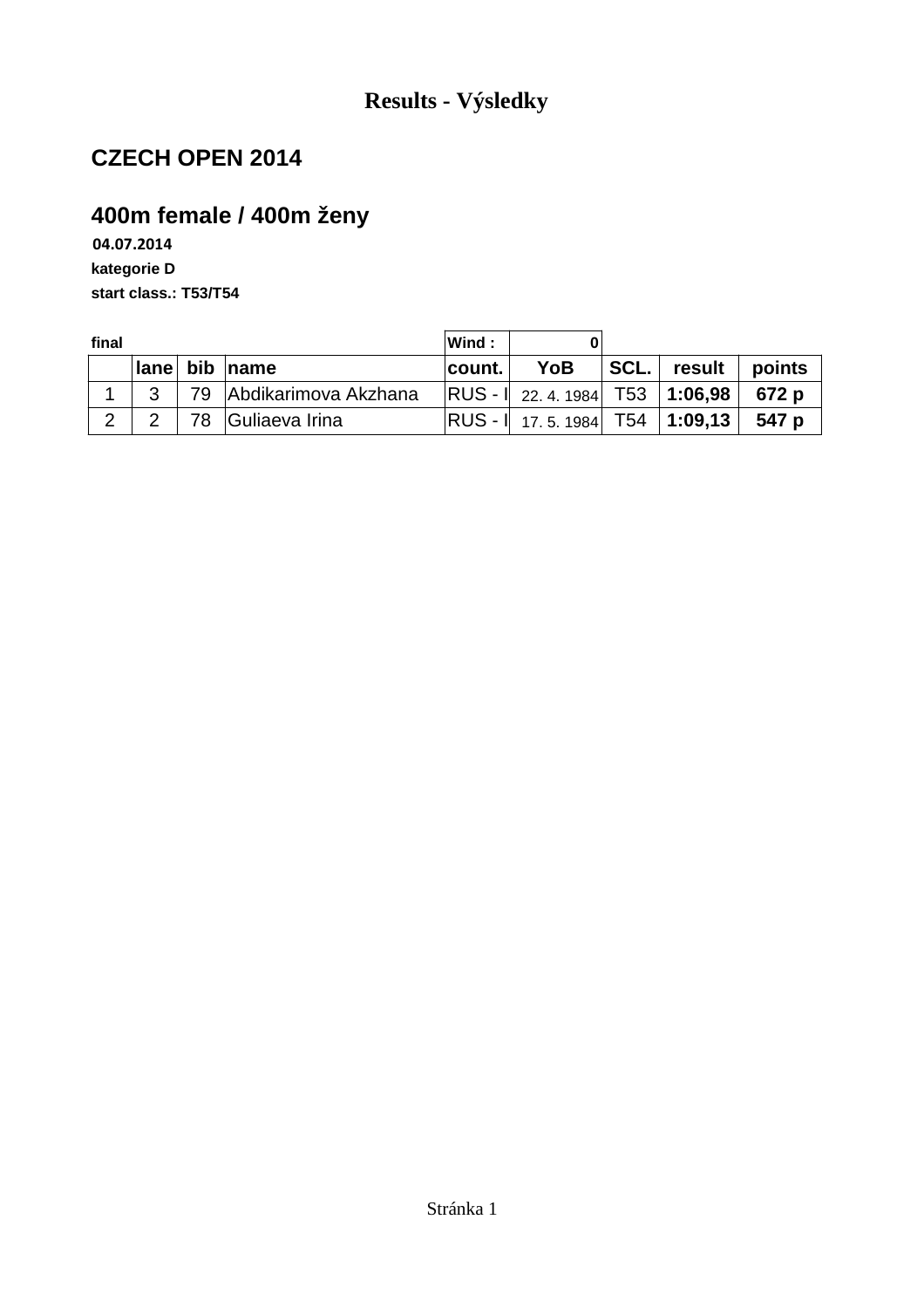# Results - Výsledky

## CZECH OPEN 2014

## 400m female / 400m ženy

04.07.2014

kategorie D

start class.: T53/T54

final

| | | | | Wind : | 0 | | | |
|---|---|---|---|---|---|---|---|---|
| | lane | bib | name | count. | YoB | SCL. | result | points |
| 1 | 3 | 79 | Abdikarimova Akzhana | RUS - I | 22. 4. 1984 | T53 | **1:06,98** | **672 p** |
| 2 | 2 | 78 | Guliaeva Irina | RUS - I | 17. 5. 1984 | T54 | **1:09,13** | **547 p** |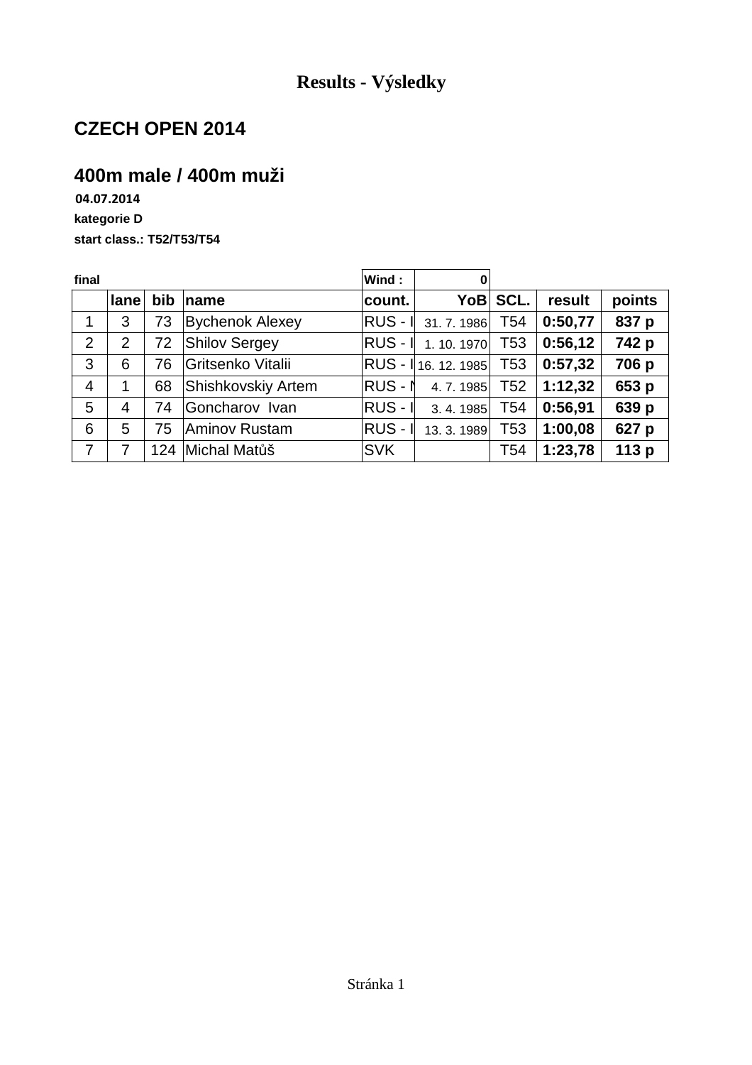# Results - Výsledky

## CZECH OPEN 2014

## 400m male / 400m muži

**04.07.2014**

**kategorie D**

**start class.: T52/T53/T54**

**final** | **Wind :** 0

| | lane | bib | name | count. | YoB | SCL. | result | points |
|---|---|---|---|---|---|---|---|---|
| 1 | 3 | 73 | Bychenok Alexey | RUS - I | 31. 7. 1986 | T54 | **0:50,77** | **837 p** |
| 2 | 2 | 72 | Shilov Sergey | RUS - I | 1. 10. 1970 | T53 | **0:56,12** | **742 p** |
| 3 | 6 | 76 | Gritsenko Vitalii | RUS - I | 16. 12. 1985 | T53 | **0:57,32** | **706 p** |
| 4 | 1 | 68 | Shishkovskiy Artem | RUS - N | 4. 7. 1985 | T52 | **1:12,32** | **653 p** |
| 5 | 4 | 74 | Goncharov Ivan | RUS - I | 3. 4. 1985 | T54 | **0:56,91** | **639 p** |
| 6 | 5 | 75 | Aminov Rustam | RUS - I | 13. 3. 1989 | T53 | **1:00,08** | **627 p** |
| 7 | 7 | 124 | Michal Matůš | SVK | | T54 | **1:23,78** | **113 p** |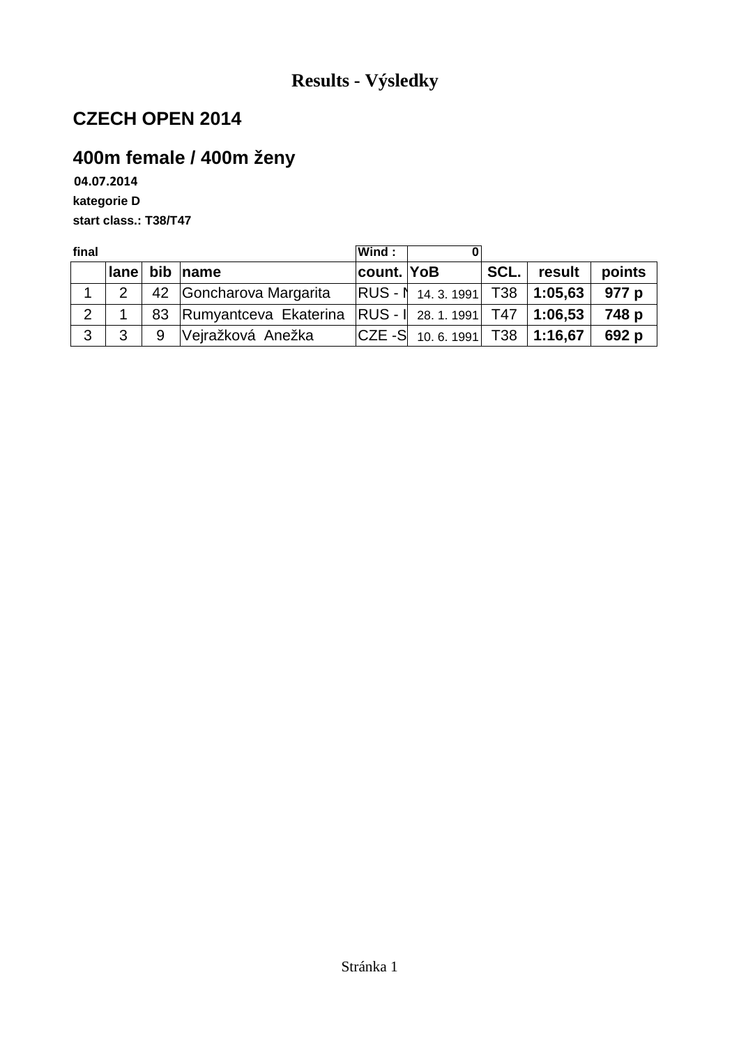# Results - Výsledky

## CZECH OPEN 2014

## 400m female / 400m ženy

**04.07.2014**

**kategorie D**

**start class.: T38/T47**

**final** | **Wind :** 0

| | lane | bib | name | count. | YoB | SCL. | result | points |
|---|---|---|---|---|---|---|---|---|
| 1 | 2 | 42 | Goncharova Margarita | RUS - N | 14. 3. 1991 | T38 | **1:05,63** | **977 p** |
| 2 | 1 | 83 | Rumyantceva Ekaterina | RUS - I | 28. 1. 1991 | T47 | **1:06,53** | **748 p** |
| 3 | 3 | 9 | Vejražková Anežka | CZE -S | 10. 6. 1991 | T38 | **1:16,67** | **692 p** |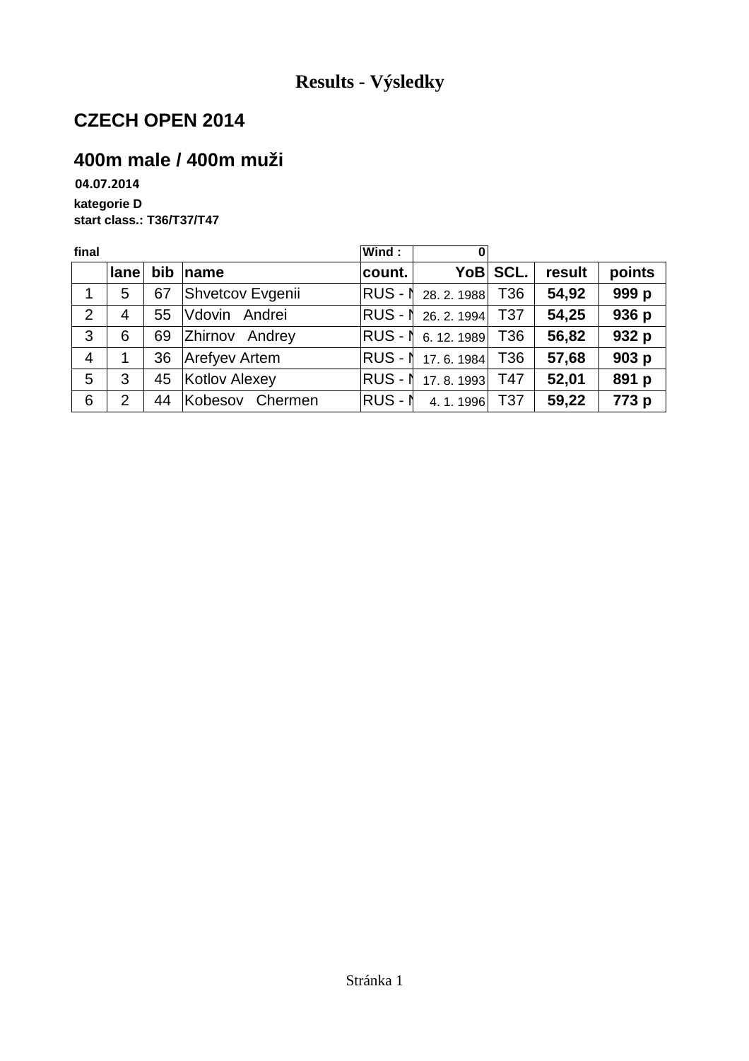# Results - Výsledky

## CZECH OPEN 2014

## 400m male / 400m muži

**04.07.2014**

**kategorie D**

**start class.: T36/T37/T47**

**final** | **Wind :** 0

| | lane | bib | name | count. | YoB | SCL. | result | points |
|---|---|---|---|---|---|---|---|---|
| 1 | 5 | 67 | Shvetcov Evgenii | RUS - N | 28. 2. 1988 | T36 | **54,92** | **999 p** |
| 2 | 4 | 55 | Vdovin Andrei | RUS - N | 26. 2. 1994 | T37 | **54,25** | **936 p** |
| 3 | 6 | 69 | Zhirnov Andrey | RUS - N | 6. 12. 1989 | T36 | **56,82** | **932 p** |
| 4 | 1 | 36 | Arefyev Artem | RUS - N | 17. 6. 1984 | T36 | **57,68** | **903 p** |
| 5 | 3 | 45 | Kotlov Alexey | RUS - N | 17. 8. 1993 | T47 | **52,01** | **891 p** |
| 6 | 2 | 44 | Kobesov Chermen | RUS - N | 4. 1. 1996 | T37 | **59,22** | **773 p** |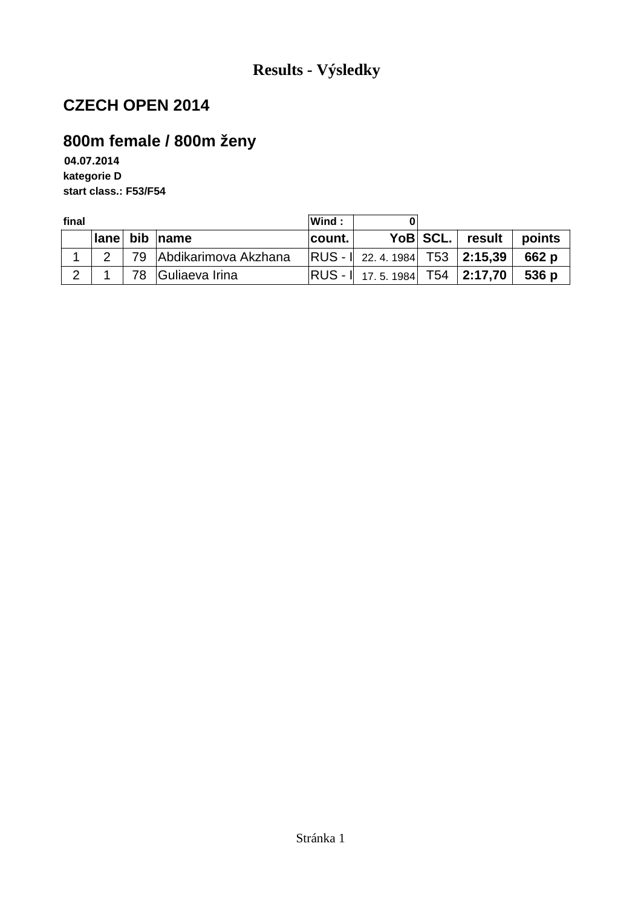# Results - Výsledky

## CZECH OPEN 2014

## 800m female / 800m ženy

**04.07.2014**

**kategorie D**

**start class.: F53/F54**

| **final** | | | | **Wind :** | **0** | | | |
|---|---|---|---|---|---|---|---|---|
| | **lane** | **bib** | **name** | **count.** | **YoB** | **SCL.** | **result** | **points** |
| 1 | 2 | 79 | Abdikarimova Akzhana | RUS - I | 22. 4. 1984 | T53 | **2:15,39** | **662 p** |
| 2 | 1 | 78 | Guliaeva Irina | RUS - I | 17. 5. 1984 | T54 | **2:17,70** | **536 p** |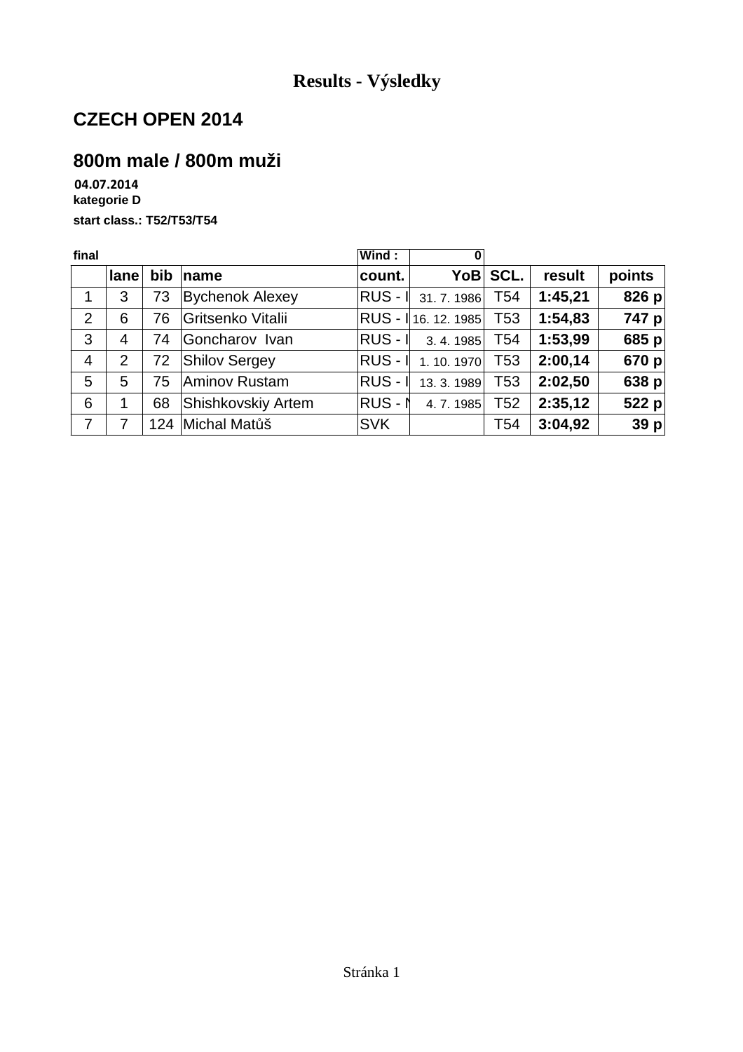# Results - Výsledky

## CZECH OPEN 2014

## 800m male / 800m muži

**04.07.2014**
**kategorie D**

**start class.: T52/T53/T54**

| final | | | | Wind : | 0 | | | |
|---|---|---|---|---|---|---|---|---|
| | lane | bib | name | count. | YoB | SCL. | result | points |
| 1 | 3 | 73 | Bychenok Alexey | RUS - I | 31. 7. 1986 | T54 | 1:45,21 | 826 p |
| 2 | 6 | 76 | Gritsenko Vitalii | RUS - I | 16. 12. 1985 | T53 | 1:54,83 | 747 p |
| 3 | 4 | 74 | Goncharov Ivan | RUS - I | 3. 4. 1985 | T54 | 1:53,99 | 685 p |
| 4 | 2 | 72 | Shilov Sergey | RUS - I | 1. 10. 1970 | T53 | 2:00,14 | 670 p |
| 5 | 5 | 75 | Aminov Rustam | RUS - I | 13. 3. 1989 | T53 | 2:02,50 | 638 p |
| 6 | 1 | 68 | Shishkovskiy Artem | RUS - N | 4. 7. 1985 | T52 | 2:35,12 | 522 p |
| 7 | 7 | 124 | Michal Matůš | SVK | | T54 | 3:04,92 | 39 p |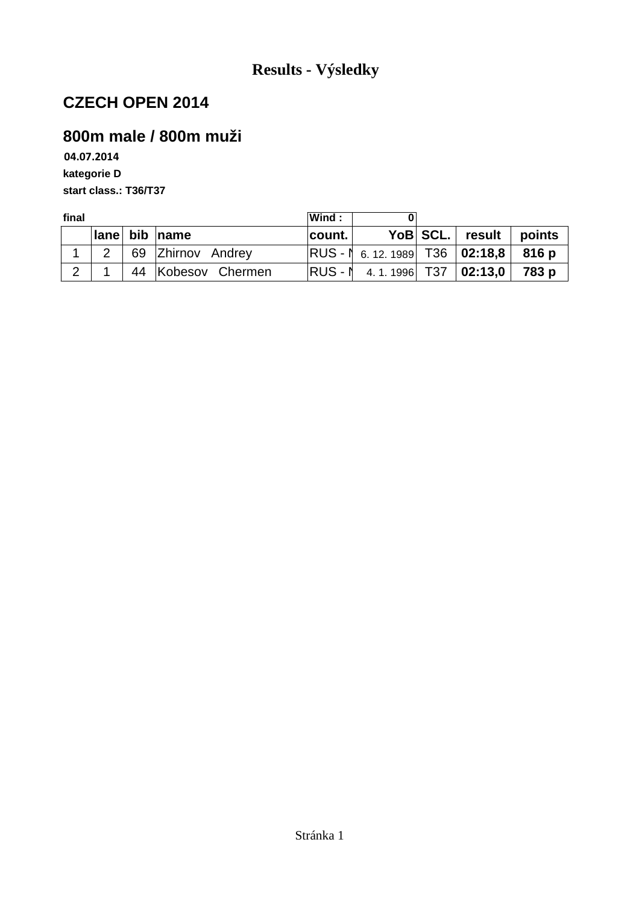# Results - Výsledky

## CZECH OPEN 2014

## 800m male / 800m muži

**04.07.2014**

**kategorie D**

**start class.: T36/T37**

| final | | | | Wind : | 0 | | | |
|---|---|---|---|---|---|---|---|---|
| | lane | bib | name | count. | YoB | SCL. | result | points |
| 1 | 2 | 69 | Zhirnov Andrey | RUS - N | 6. 12. 1989 | T36 | **02:18,8** | **816 p** |
| 2 | 1 | 44 | Kobesov Chermen | RUS - N | 4. 1. 1996 | T37 | **02:13,0** | **783 p** |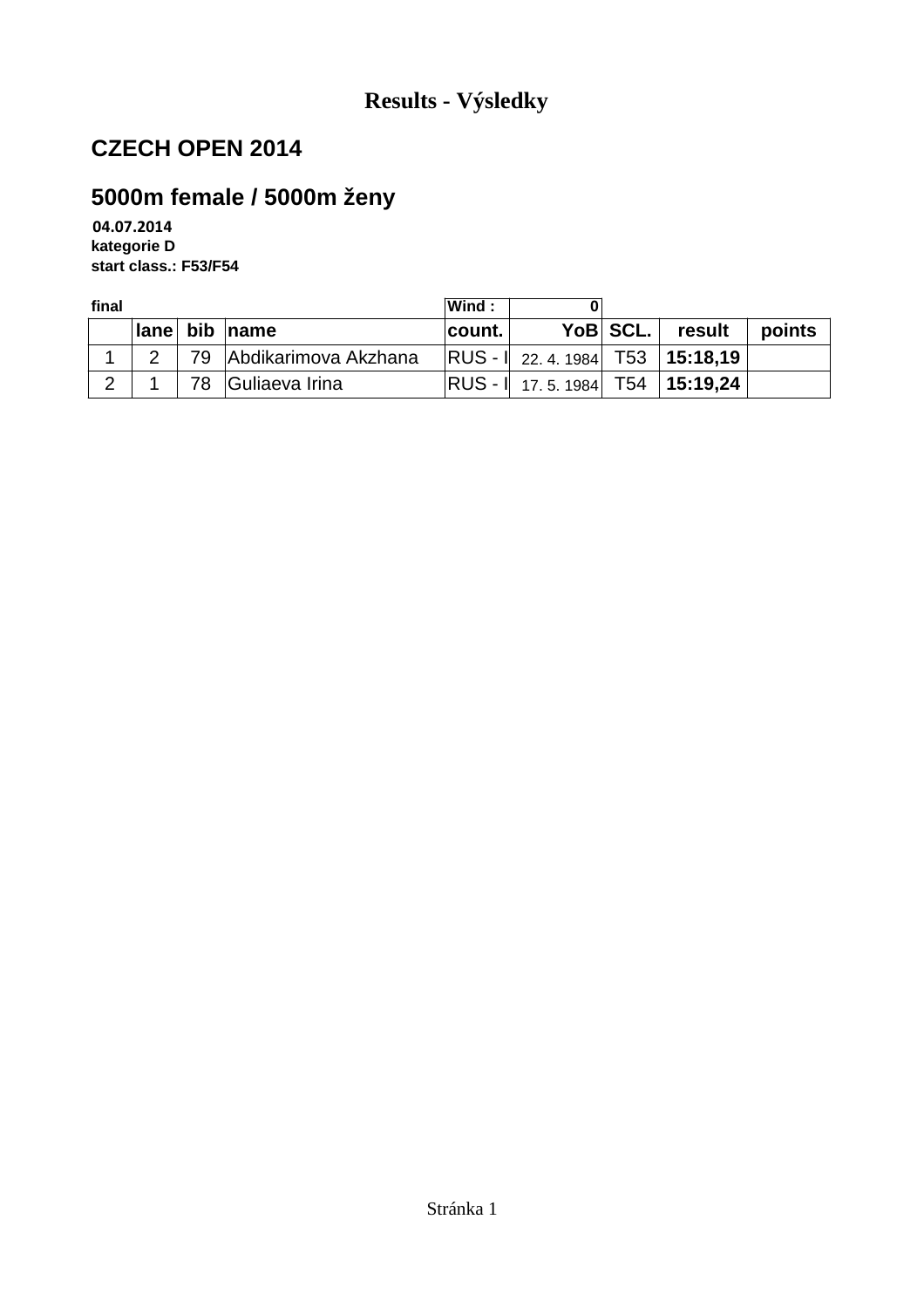# Results - Výsledky

## CZECH OPEN 2014

## 5000m female / 5000m ženy

**04.07.2014**
**kategorie D**
**start class.: F53/F54**

**final** | **Wind :** **0**

| | lane | bib | name | count. | YoB | SCL. | result | points |
|---|---|---|---|---|---|---|---|---|
| 1 | 2 | 79 | Abdikarimova Akzhana | RUS - I | 22. 4. 1984 | T53 | **15:18,19** | |
| 2 | 1 | 78 | Guliaeva Irina | RUS - I | 17. 5. 1984 | T54 | **15:19,24** | |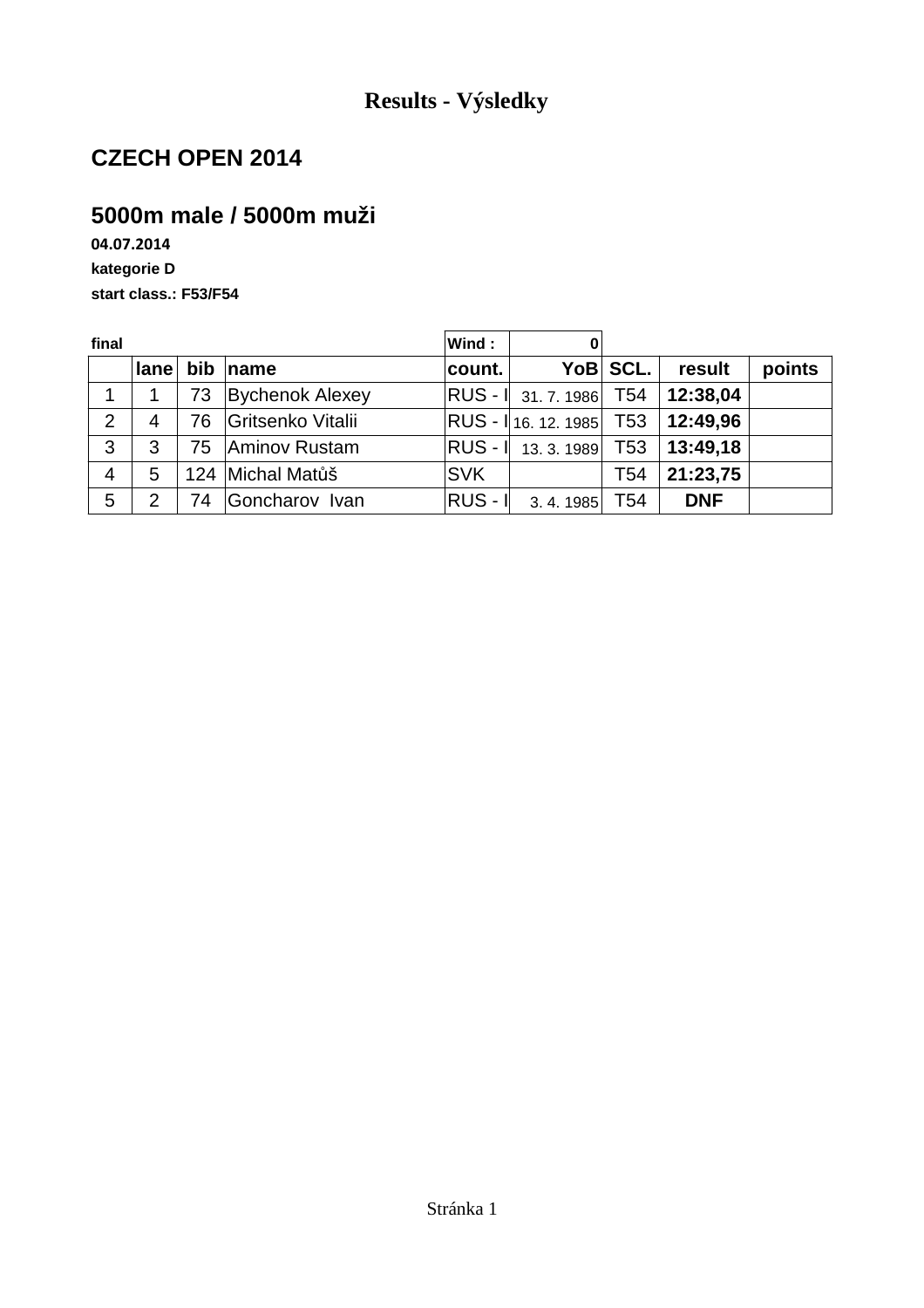# Results - Výsledky

## CZECH OPEN 2014

## 5000m male / 5000m muži

**04.07.2014**

**kategorie D**

**start class.: F53/F54**

**final** — Wind : 0

| | lane | bib | name | count. | YoB | SCL. | result | points |
|---|---|---|---|---|---|---|---|---|
| 1 | 1 | 73 | Bychenok Alexey | RUS - I | 31. 7. 1986 | T54 | **12:38,04** | |
| 2 | 4 | 76 | Gritsenko Vitalii | RUS - I | 16. 12. 1985 | T53 | **12:49,96** | |
| 3 | 3 | 75 | Aminov Rustam | RUS - I | 13. 3. 1989 | T53 | **13:49,18** | |
| 4 | 5 | 124 | Michal Matůš | SVK | | T54 | **21:23,75** | |
| 5 | 2 | 74 | Goncharov Ivan | RUS - I | 3. 4. 1985 | T54 | **DNF** | |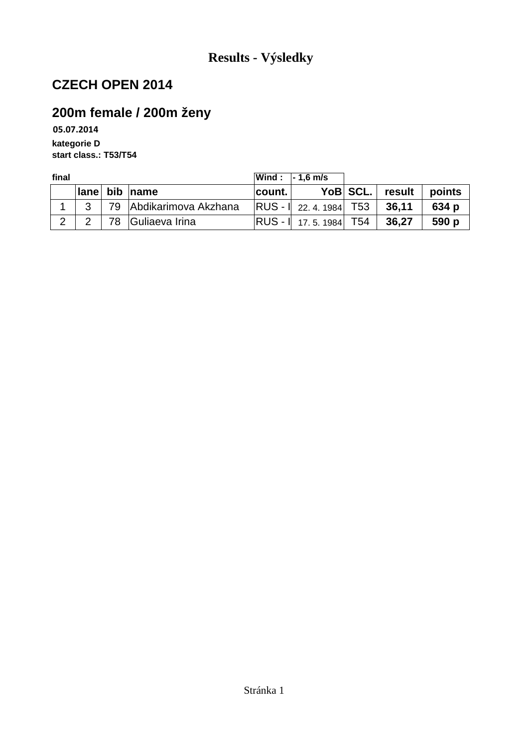# Results - Výsledky

## CZECH OPEN 2014

## 200m female / 200m ženy

**05.07.2014**

**kategorie D**

**start class.: T53/T54**

**final** | **Wind :** | **- 1,6 m/s**

| | lane | bib | name | count. | YoB | SCL. | result | points |
|---|---|---|---|---|---|---|---|---|
| 1 | 3 | 79 | Abdikarimova Akzhana | RUS - I | 22. 4. 1984 | T53 | **36,11** | **634 p** |
| 2 | 2 | 78 | Guliaeva Irina | RUS - I | 17. 5. 1984 | T54 | **36,27** | **590 p** |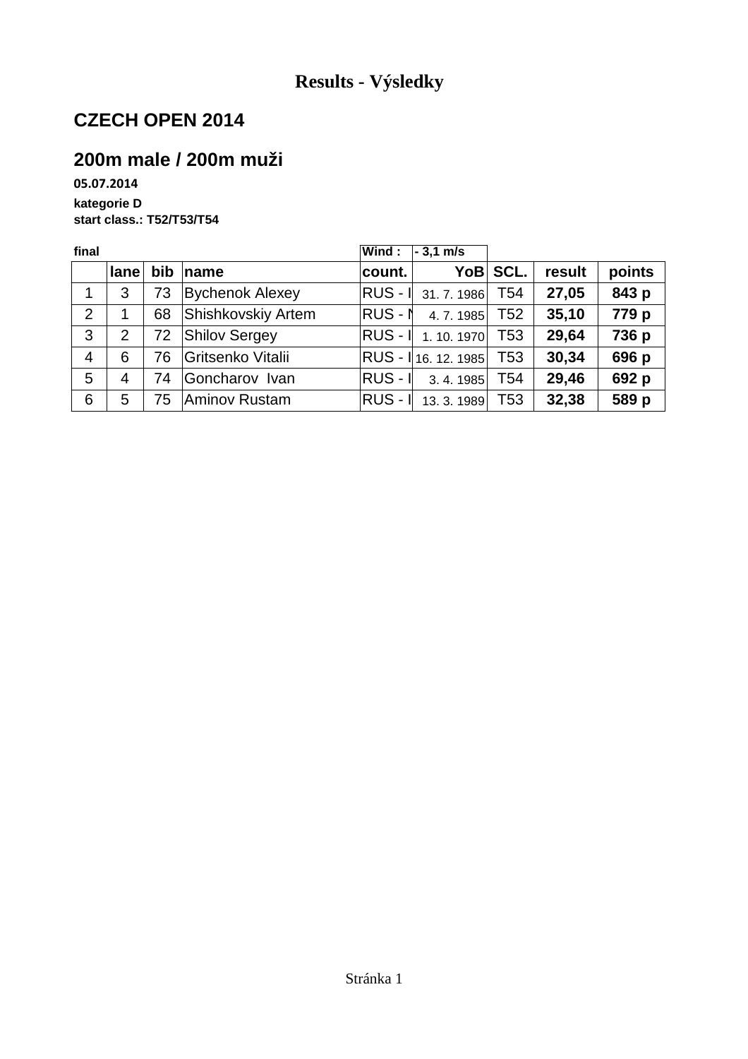# Results - Výsledky

## CZECH OPEN 2014

## 200m male / 200m muži

**05.07.2014**

**kategorie D**

**start class.: T52/T53/T54**

**final** | **Wind :** | **- 3,1 m/s**

| | lane | bib | name | count. | YoB | SCL. | result | points |
|---|---|---|---|---|---|---|---|---|
| 1 | 3 | 73 | Bychenok Alexey | RUS - I | 31. 7. 1986 | T54 | **27,05** | **843 p** |
| 2 | 1 | 68 | Shishkovskiy Artem | RUS - N | 4. 7. 1985 | T52 | **35,10** | **779 p** |
| 3 | 2 | 72 | Shilov Sergey | RUS - I | 1. 10. 1970 | T53 | **29,64** | **736 p** |
| 4 | 6 | 76 | Gritsenko Vitalii | RUS - I | 16. 12. 1985 | T53 | **30,34** | **696 p** |
| 5 | 4 | 74 | Goncharov Ivan | RUS - I | 3. 4. 1985 | T54 | **29,46** | **692 p** |
| 6 | 5 | 75 | Aminov Rustam | RUS - I | 13. 3. 1989 | T53 | **32,38** | **589 p** |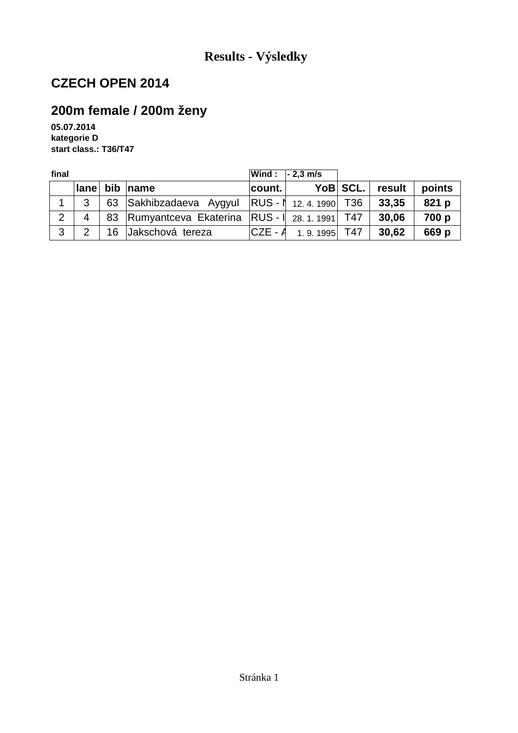# Results - Výsledky

## CZECH OPEN 2014

## 200m female / 200m ženy

**05.07.2014**
**kategorie D**
**start class.: T36/T47**

**final** | **Wind :** | **- 2,3 m/s**

| | lane | bib | name | count. | YoB | SCL. | result | points |
|---|---|---|---|---|---|---|---|---|
| 1 | 3 | 63 | Sakhibzadaeva Aygyul | RUS - N | 12. 4. 1990 | T36 | **33,35** | **821 p** |
| 2 | 4 | 83 | Rumyantceva Ekaterina | RUS - I | 28. 1. 1991 | T47 | **30,06** | **700 p** |
| 3 | 2 | 16 | Jakschová tereza | CZE - A | 1. 9. 1995 | T47 | **30,62** | **669 p** |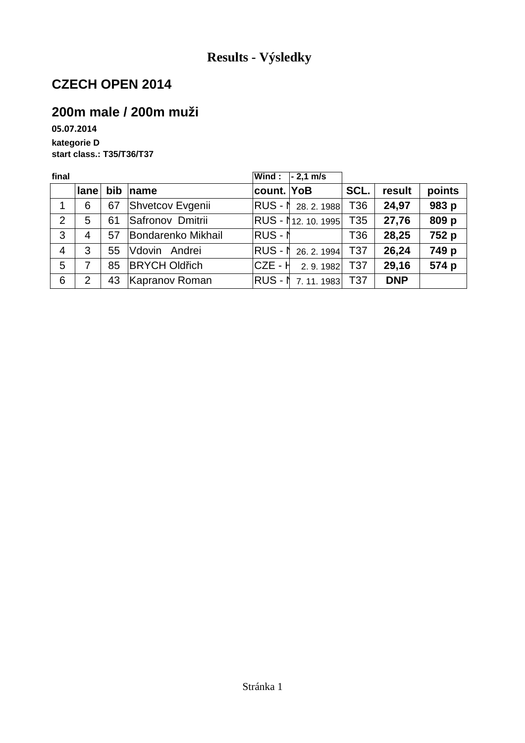## Results - Výsledky

# CZECH OPEN 2014

## 200m male / 200m muži

**05.07.2014**

**kategorie D**

**start class.: T35/T36/T37**

**final** | **Wind :** | **- 2,1 m/s**

| | lane | bib | name | count. | YoB | SCL. | result | points |
|---|---|---|---|---|---|---|---|---|
| 1 | 6 | 67 | Shvetcov Evgenii | RUS - N | 28. 2. 1988 | T36 | **24,97** | **983 p** |
| 2 | 5 | 61 | Safronov Dmitrii | RUS - N | 12. 10. 1995 | T35 | **27,76** | **809 p** |
| 3 | 4 | 57 | Bondarenko Mikhail | RUS - N | | T36 | **28,25** | **752 p** |
| 4 | 3 | 55 | Vdovin Andrei | RUS - N | 26. 2. 1994 | T37 | **26,24** | **749 p** |
| 5 | 7 | 85 | BRYCH Oldřich | CZE - H | 2. 9. 1982 | T37 | **29,16** | **574 p** |
| 6 | 2 | 43 | Kapranov Roman | RUS - N | 7. 11. 1983 | T37 | **DNP** | |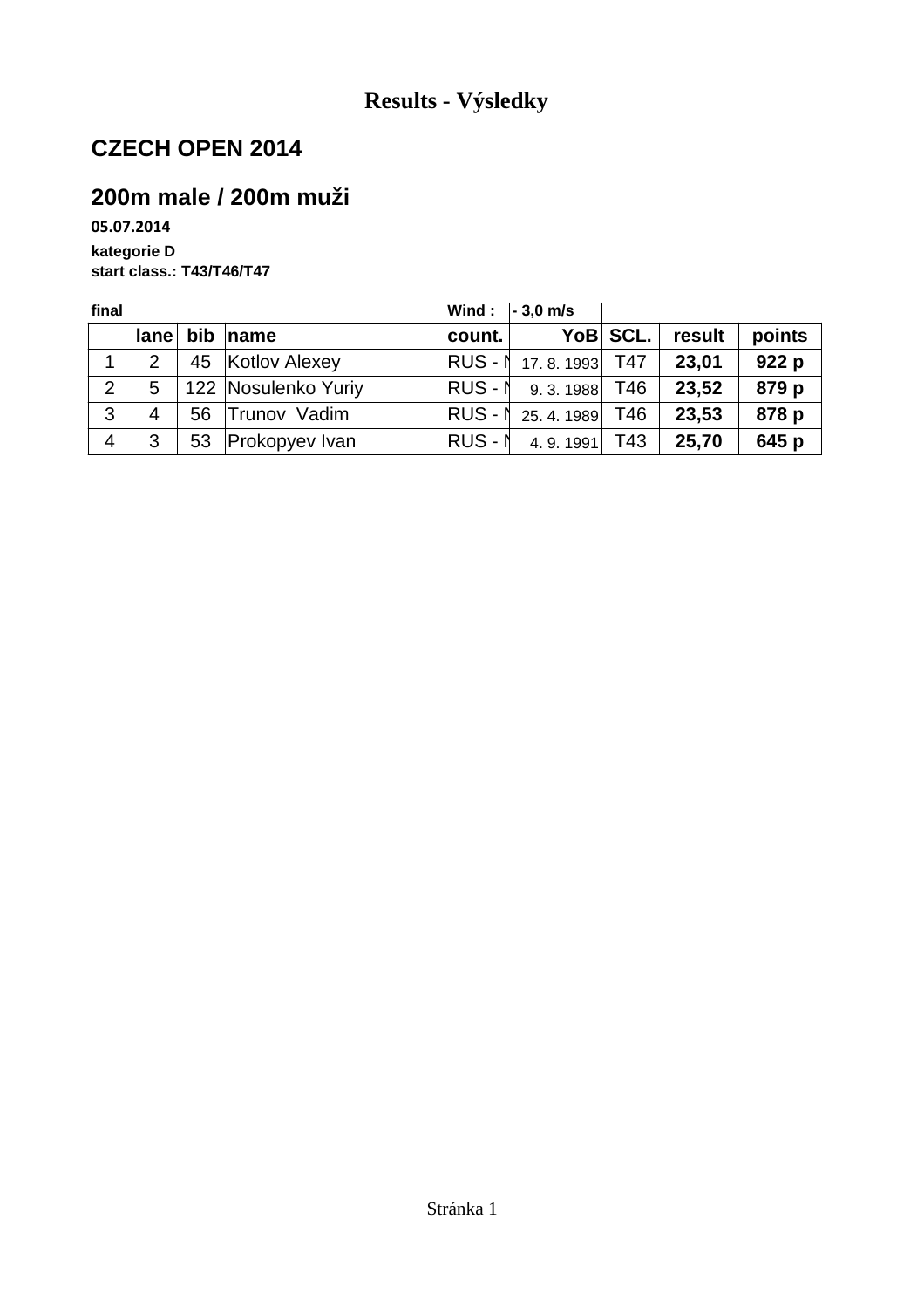# Results - Výsledky

## CZECH OPEN 2014

## 200m male / 200m muži

**05.07.2014**

**kategorie D**

**start class.: T43/T46/T47**

**final** — **Wind :** **- 3,0 m/s**

| | lane | bib | name | count. | YoB | SCL. | result | points |
|---|---|---|---|---|---|---|---|---|
| 1 | 2 | 45 | Kotlov Alexey | RUS - N | 17. 8. 1993 | T47 | **23,01** | **922 p** |
| 2 | 5 | 122 | Nosulenko Yuriy | RUS - N | 9. 3. 1988 | T46 | **23,52** | **879 p** |
| 3 | 4 | 56 | Trunov Vadim | RUS - N | 25. 4. 1989 | T46 | **23,53** | **878 p** |
| 4 | 3 | 53 | Prokopyev Ivan | RUS - N | 4. 9. 1991 | T43 | **25,70** | **645 p** |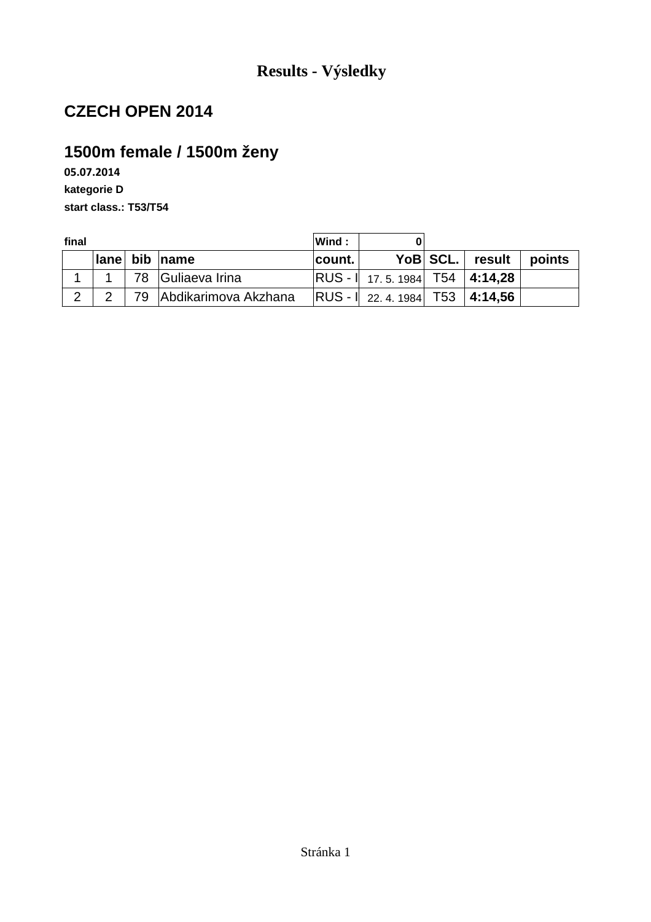# Results - Výsledky

## CZECH OPEN 2014

## 1500m female / 1500m ženy

**05.07.2014**

**kategorie D**

**start class.: T53/T54**

| final | | | | Wind : | 0 | | | |
|---|---|---|---|---|---|---|---|---|
| | lane | bib | name | count. | YoB | SCL. | result | points |
| 1 | 1 | 78 | Guliaeva Irina | RUS - I | 17. 5. 1984 | T54 | **4:14,28** | |
| 2 | 2 | 79 | Abdikarimova Akzhana | RUS - I | 22. 4. 1984 | T53 | **4:14,56** | |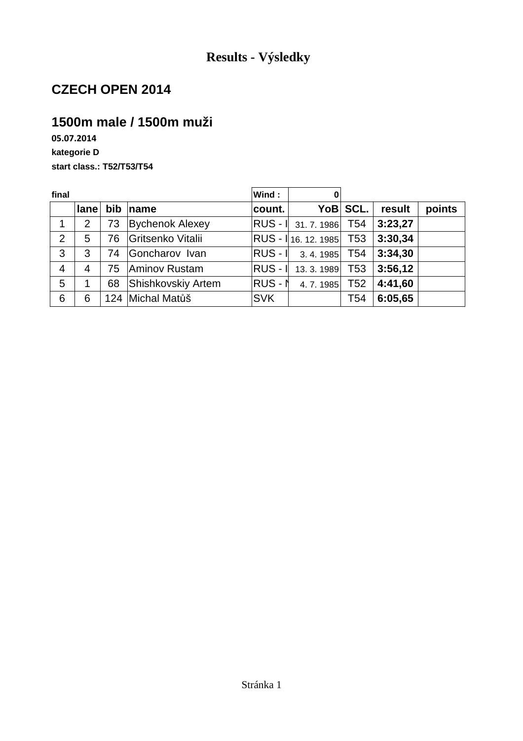# Results - Výsledky

## CZECH OPEN 2014

## 1500m male / 1500m muži

**05.07.2014**

**kategorie D**

**start class.: T52/T53/T54**

| final | | | | Wind : | 0 | | | |
|---|---|---|---|---|---|---|---|---|
| | lane | bib | name | count. | YoB | SCL. | result | points |
| 1 | 2 | 73 | Bychenok Alexey | RUS - I | 31. 7. 1986 | T54 | **3:23,27** | |
| 2 | 5 | 76 | Gritsenko Vitalii | RUS - I | 16. 12. 1985 | T53 | **3:30,34** | |
| 3 | 3 | 74 | Goncharov Ivan | RUS - I | 3. 4. 1985 | T54 | **3:34,30** | |
| 4 | 4 | 75 | Aminov Rustam | RUS - I | 13. 3. 1989 | T53 | **3:56,12** | |
| 5 | 1 | 68 | Shishkovskiy Artem | RUS - M | 4. 7. 1985 | T52 | **4:41,60** | |
| 6 | 6 | 124 | Michal Matůš | SVK | | T54 | **6:05,65** | |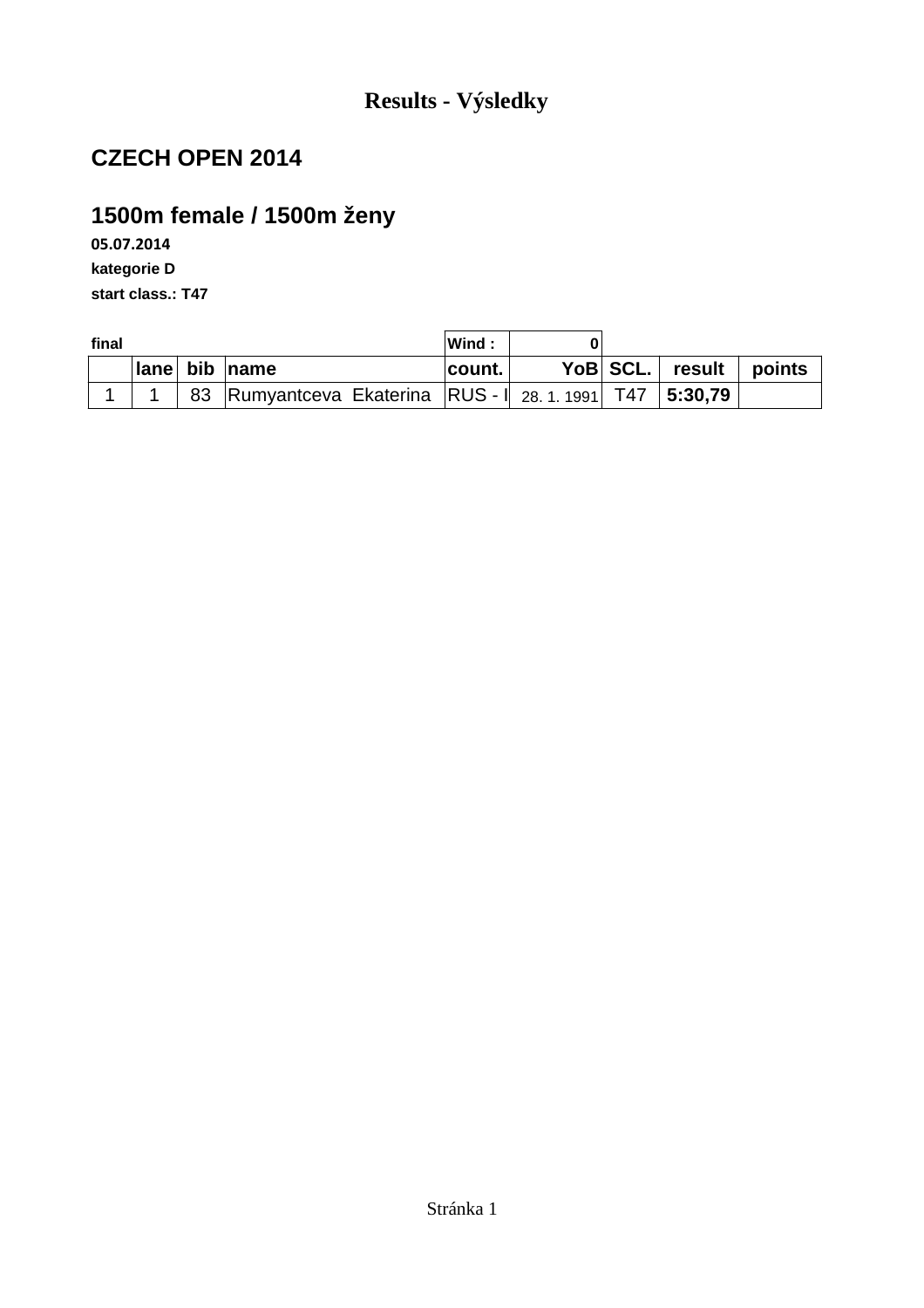# Results - Výsledky

## CZECH OPEN 2014

## 1500m female / 1500m ženy

**05.07.2014**

**kategorie D**

**start class.: T47**

| final | | | | Wind : | 0 | | | |
|---|---|---|---|---|---|---|---|---|
| | lane | bib | name | count. | YoB | SCL. | result | points |
| 1 | 1 | 83 | Rumyantceva Ekaterina | RUS - I | 28. 1. 1991 | T47 | **5:30,79** | |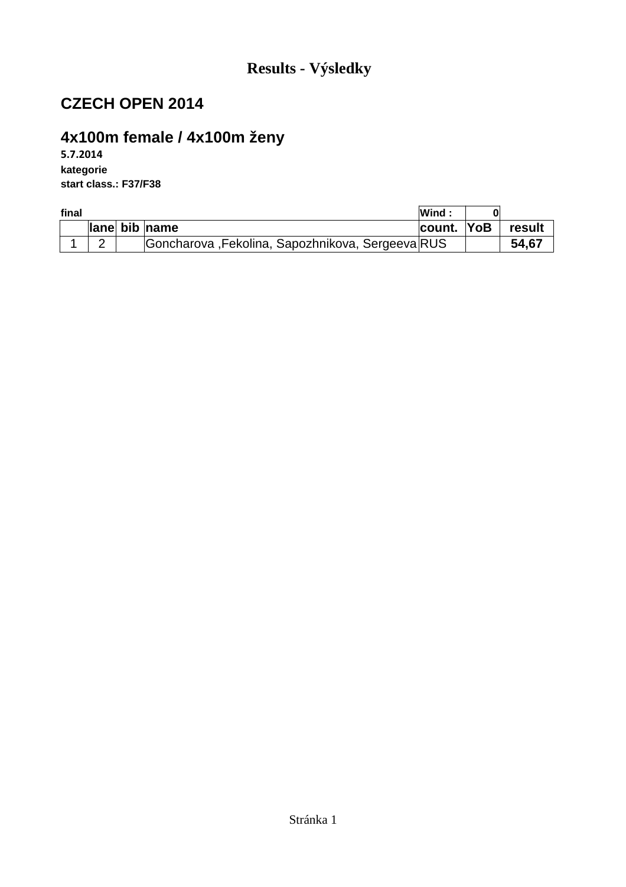# Results - Výsledky

## CZECH OPEN 2014

## 4x100m female / 4x100m ženy

**5.7.2014**

**kategorie**

**start class.: F37/F38**

| final | | | | Wind : | 0 | |
|---|---|---|---|---|---|---|
| | lane | bib | name | count. | YoB | result |
| 1 | 2 | | Goncharova ,Fekolina, Sapozhnikova, Sergeeva | RUS | | **54,67** |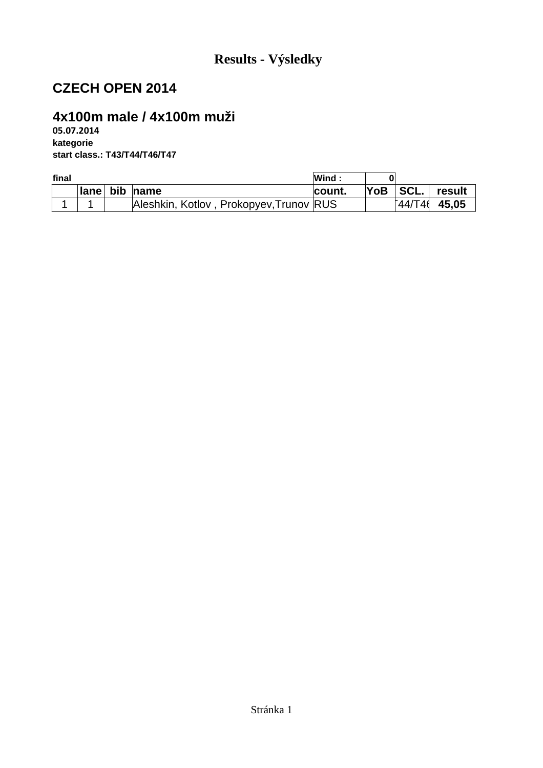# Results - Výsledky

## CZECH OPEN 2014

## 4x100m male / 4x100m muži

**05.07.2014**
**kategorie**
**start class.: T43/T44/T46/T47**

**final** | **Wind :** | **0**

| | lane | bib | name | count. | YoB | SCL. | result |
|---|---|---|---|---|---|---|---|
| 1 | 1 | | Aleshkin, Kotlov , Prokopyev,Trunov | RUS | | T44/T46 | **45,05** |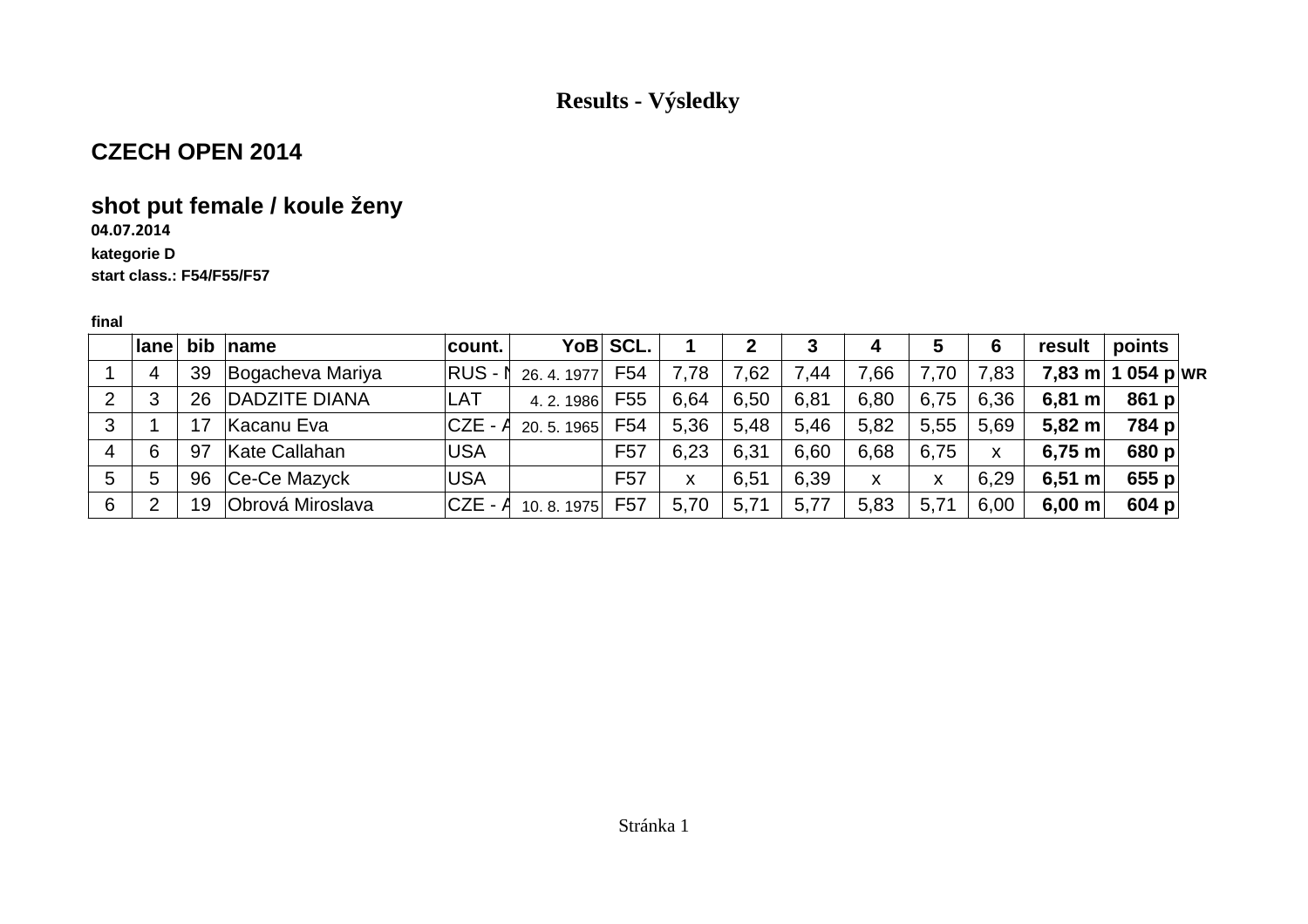# Results - Výsledky

## CZECH OPEN 2014

## shot put female / koule ženy

**04.07.2014**

**kategorie D**

**start class.: F54/F55/F57**

**final**

| | lane | bib | name | count. | YoB | SCL. | 1 | 2 | 3 | 4 | 5 | 6 | result | points | |
|---|---|---|---|---|---|---|---|---|---|---|---|---|---|---|---|
| 1 | 4 | 39 | Bogacheva Mariya | RUS - N | 26. 4. 1977 | F54 | 7,78 | 7,62 | 7,44 | 7,66 | 7,70 | 7,83 | **7,83 m** | **1 054 p** | **WR** |
| 2 | 3 | 26 | DADZITE DIANA | LAT | 4. 2. 1986 | F55 | 6,64 | 6,50 | 6,81 | 6,80 | 6,75 | 6,36 | **6,81 m** | **861 p** | |
| 3 | 1 | 17 | Kacanu Eva | CZE - A | 20. 5. 1965 | F54 | 5,36 | 5,48 | 5,46 | 5,82 | 5,55 | 5,69 | **5,82 m** | **784 p** | |
| 4 | 6 | 97 | Kate Callahan | USA | | F57 | 6,23 | 6,31 | 6,60 | 6,68 | 6,75 | x | **6,75 m** | **680 p** | |
| 5 | 5 | 96 | Ce-Ce Mazyck | USA | | F57 | x | 6,51 | 6,39 | x | x | 6,29 | **6,51 m** | **655 p** | |
| 6 | 2 | 19 | Obrová Miroslava | CZE - A | 10. 8. 1975 | F57 | 5,70 | 5,71 | 5,77 | 5,83 | 5,71 | 6,00 | **6,00 m** | **604 p** | |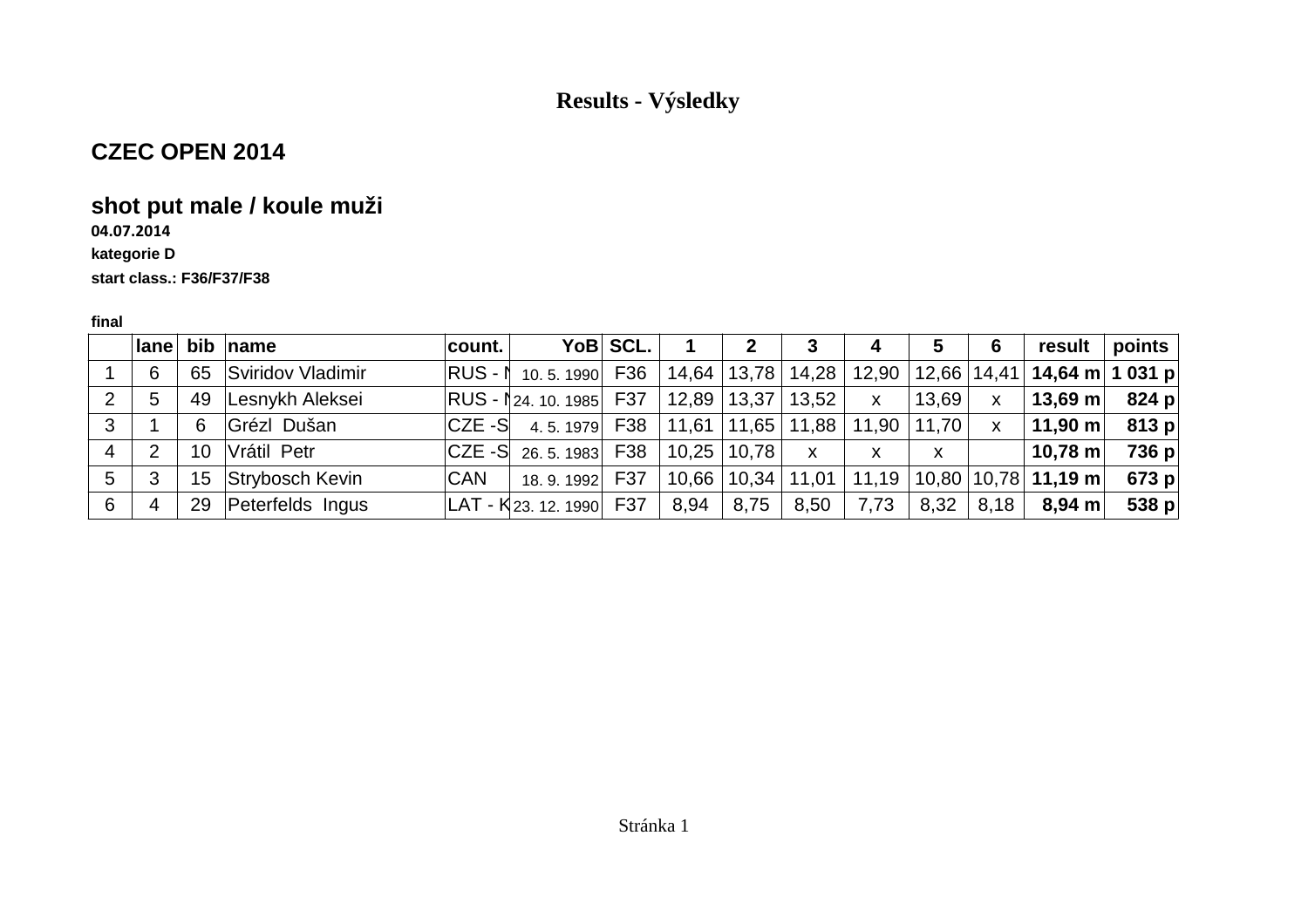# Results - Výsledky

## CZEC OPEN 2014

## shot put male / koule muži

**04.07.2014**

**kategorie D**

**start class.: F36/F37/F38**

**final**

| | lane | bib | name | count. | YoB | SCL. | 1 | 2 | 3 | 4 | 5 | 6 | result | points |
|---|---|---|---|---|---|---|---|---|---|---|---|---|---|---|
| 1 | 6 | 65 | Sviridov Vladimir | RUS - N | 10. 5. 1990 | F36 | 14,64 | 13,78 | 14,28 | 12,90 | 12,66 | 14,41 | **14,64 m** | **1 031 p** |
| 2 | 5 | 49 | Lesnykh Aleksei | RUS - N | 24. 10. 1985 | F37 | 12,89 | 13,37 | 13,52 | x | 13,69 | x | **13,69 m** | **824 p** |
| 3 | 1 | 6 | Grézl Dušan | CZE -S | 4. 5. 1979 | F38 | 11,61 | 11,65 | 11,88 | 11,90 | 11,70 | x | **11,90 m** | **813 p** |
| 4 | 2 | 10 | Vrátil Petr | CZE -S | 26. 5. 1983 | F38 | 10,25 | 10,78 | x | x | x | | **10,78 m** | **736 p** |
| 5 | 3 | 15 | Strybosch Kevin | CAN | 18. 9. 1992 | F37 | 10,66 | 10,34 | 11,01 | 11,19 | 10,80 | 10,78 | **11,19 m** | **673 p** |
| 6 | 4 | 29 | Peterfelds Ingus | LAT - K | 23. 12. 1990 | F37 | 8,94 | 8,75 | 8,50 | 7,73 | 8,32 | 8,18 | **8,94 m** | **538 p** |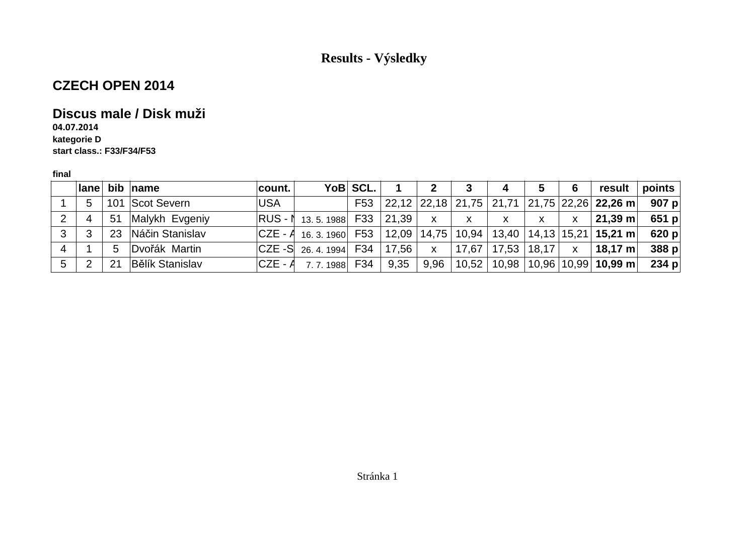# Results - Výsledky

## CZECH OPEN 2014

## Discus male / Disk muži

**04.07.2014**
**kategorie D**
**start class.: F33/F34/F53**

**final**

| | lane | bib | name | count. | YoB | SCL. | 1 | 2 | 3 | 4 | 5 | 6 | result | points |
|---|---|---|---|---|---|---|---|---|---|---|---|---|---|---|
| 1 | 5 | 101 | Scot Severn | USA | | F53 | 22,12 | 22,18 | 21,75 | 21,71 | 21,75 | 22,26 | **22,26 m** | **907 p** |
| 2 | 4 | 51 | Malykh Evgeniy | RUS - N | 13. 5. 1988 | F33 | 21,39 | x | x | x | x | x | **21,39 m** | **651 p** |
| 3 | 3 | 23 | Náčin Stanislav | CZE - A | 16. 3. 1960 | F53 | 12,09 | 14,75 | 10,94 | 13,40 | 14,13 | 15,21 | **15,21 m** | **620 p** |
| 4 | 1 | 5 | Dvořák Martin | CZE -S | 26. 4. 1994 | F34 | 17,56 | x | 17,67 | 17,53 | 18,17 | x | **18,17 m** | **388 p** |
| 5 | 2 | 21 | Bělík Stanislav | CZE - A | 7. 7. 1988 | F34 | 9,35 | 9,96 | 10,52 | 10,98 | 10,96 | 10,99 | **10,99 m** | **234 p** |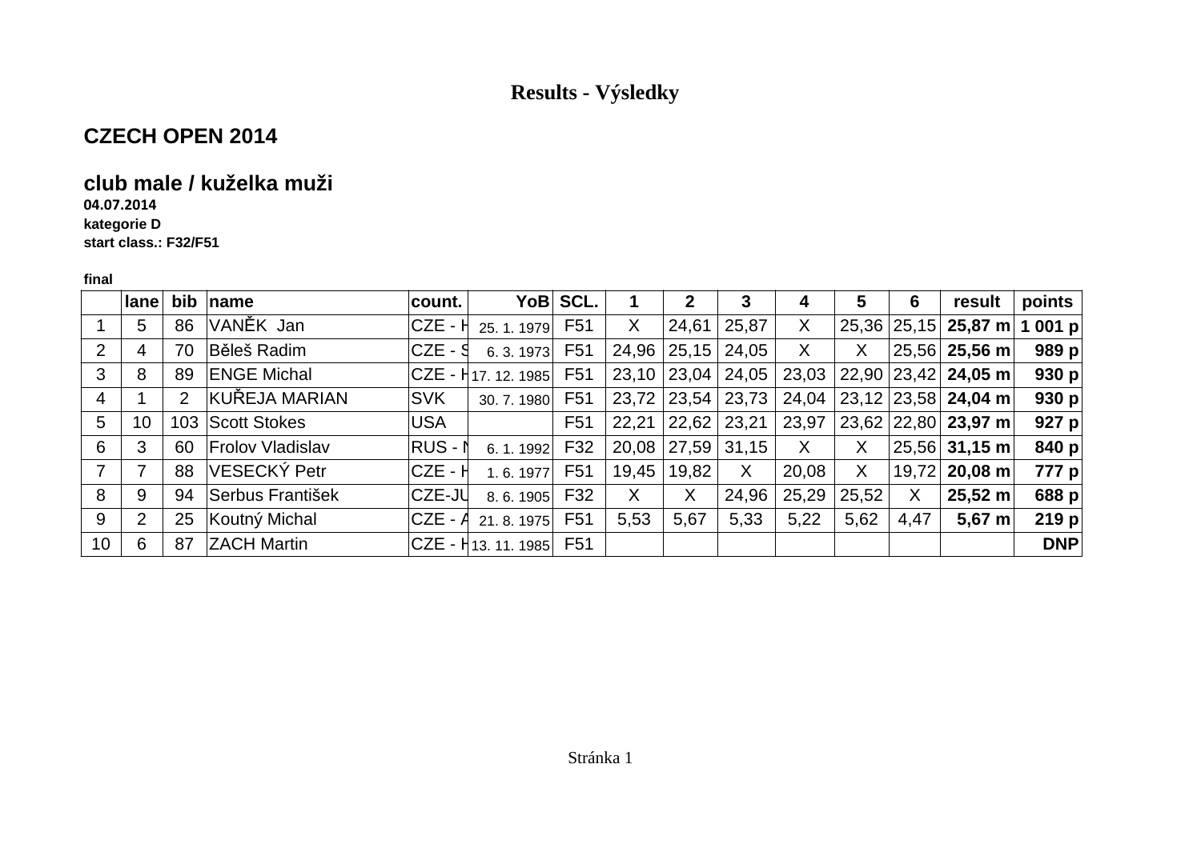# Results - Výsledky

## CZECH OPEN 2014

### club male / kuželka muži

**04.07.2014**
**kategorie D**
**start class.: F32/F51**

**final**

| | lane | bib | name | count. | YoB | SCL. | 1 | 2 | 3 | 4 | 5 | 6 | result | points |
|---|---|---|---|---|---|---|---|---|---|---|---|---|---|---|
| 1 | 5 | 86 | VANĚK Jan | CZE - H | 25. 1. 1979 | F51 | X | 24,61 | 25,87 | X | 25,36 | 25,15 | **25,87 m** | **1 001 p** |
| 2 | 4 | 70 | Běleš Radim | CZE - S | 6. 3. 1973 | F51 | 24,96 | 25,15 | 24,05 | X | X | 25,56 | **25,56 m** | **989 p** |
| 3 | 8 | 89 | ENGE Michal | CZE - H | 17. 12. 1985 | F51 | 23,10 | 23,04 | 24,05 | 23,03 | 22,90 | 23,42 | **24,05 m** | **930 p** |
| 4 | 1 | 2 | KUŘEJA MARIAN | SVK | 30. 7. 1980 | F51 | 23,72 | 23,54 | 23,73 | 24,04 | 23,12 | 23,58 | **24,04 m** | **930 p** |
| 5 | 10 | 103 | Scott Stokes | USA | | F51 | 22,21 | 22,62 | 23,21 | 23,97 | 23,62 | 22,80 | **23,97 m** | **927 p** |
| 6 | 3 | 60 | Frolov Vladislav | RUS - N | 6. 1. 1992 | F32 | 20,08 | 27,59 | 31,15 | X | X | 25,56 | **31,15 m** | **840 p** |
| 7 | 7 | 88 | VESECKÝ Petr | CZE - H | 1. 6. 1977 | F51 | 19,45 | 19,82 | X | 20,08 | X | 19,72 | **20,08 m** | **777 p** |
| 8 | 9 | 94 | Serbus František | CZE-JU | 8. 6. 1905 | F32 | X | X | 24,96 | 25,29 | 25,52 | X | **25,52 m** | **688 p** |
| 9 | 2 | 25 | Koutný Michal | CZE - A | 21. 8. 1975 | F51 | 5,53 | 5,67 | 5,33 | 5,22 | 5,62 | 4,47 | **5,67 m** | **219 p** |
| 10 | 6 | 87 | ZACH Martin | CZE - H | 13. 11. 1985 | F51 | | | | | | | | **DNP** |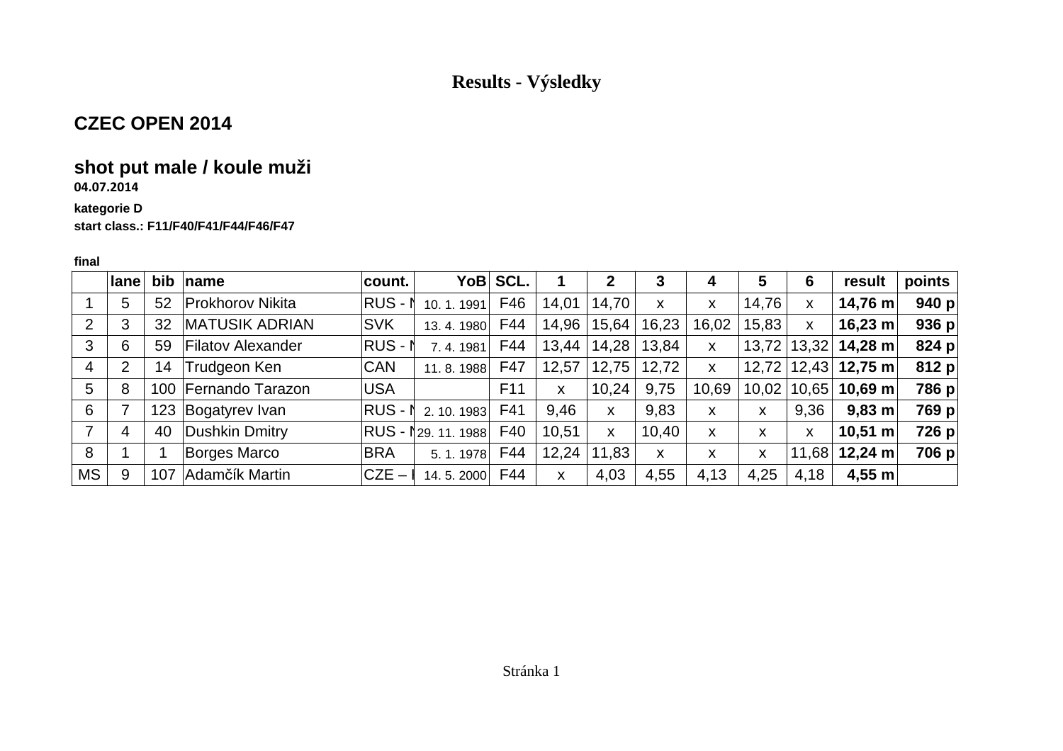# Results - Výsledky

## CZEC OPEN 2014

### shot put male / koule muži

**04.07.2014**

**kategorie D**

**start class.: F11/F40/F41/F44/F46/F47**

**final**

| | lane | bib | name | count. | YoB | SCL. | 1 | 2 | 3 | 4 | 5 | 6 | result | points |
|---|---|---|---|---|---|---|---|---|---|---|---|---|---|---|
| 1 | 5 | 52 | Prokhorov Nikita | RUS - N | 10. 1. 1991 | F46 | 14,01 | 14,70 | x | x | 14,76 | x | **14,76 m** | **940 p** |
| 2 | 3 | 32 | MATUSIK ADRIAN | SVK | 13. 4. 1980 | F44 | 14,96 | 15,64 | 16,23 | 16,02 | 15,83 | x | **16,23 m** | **936 p** |
| 3 | 6 | 59 | Filatov Alexander | RUS - N | 7. 4. 1981 | F44 | 13,44 | 14,28 | 13,84 | x | 13,72 | 13,32 | **14,28 m** | **824 p** |
| 4 | 2 | 14 | Trudgeon Ken | CAN | 11. 8. 1988 | F47 | 12,57 | 12,75 | 12,72 | x | 12,72 | 12,43 | **12,75 m** | **812 p** |
| 5 | 8 | 100 | Fernando Tarazon | USA | | F11 | x | 10,24 | 9,75 | 10,69 | 10,02 | 10,65 | **10,69 m** | **786 p** |
| 6 | 7 | 123 | Bogatyrev Ivan | RUS - N | 2. 10. 1983 | F41 | 9,46 | x | 9,83 | x | x | 9,36 | **9,83 m** | **769 p** |
| 7 | 4 | 40 | Dushkin Dmitry | RUS - N | 29. 11. 1988 | F40 | 10,51 | x | 10,40 | x | x | x | **10,51 m** | **726 p** |
| 8 | 1 | 1 | Borges Marco | BRA | 5. 1. 1978 | F44 | 12,24 | 11,83 | x | x | x | 11,68 | **12,24 m** | **706 p** |
| MS | 9 | 107 | Adamčík Martin | CZE – I | 14. 5. 2000 | F44 | x | 4,03 | 4,55 | 4,13 | 4,25 | 4,18 | **4,55 m** | |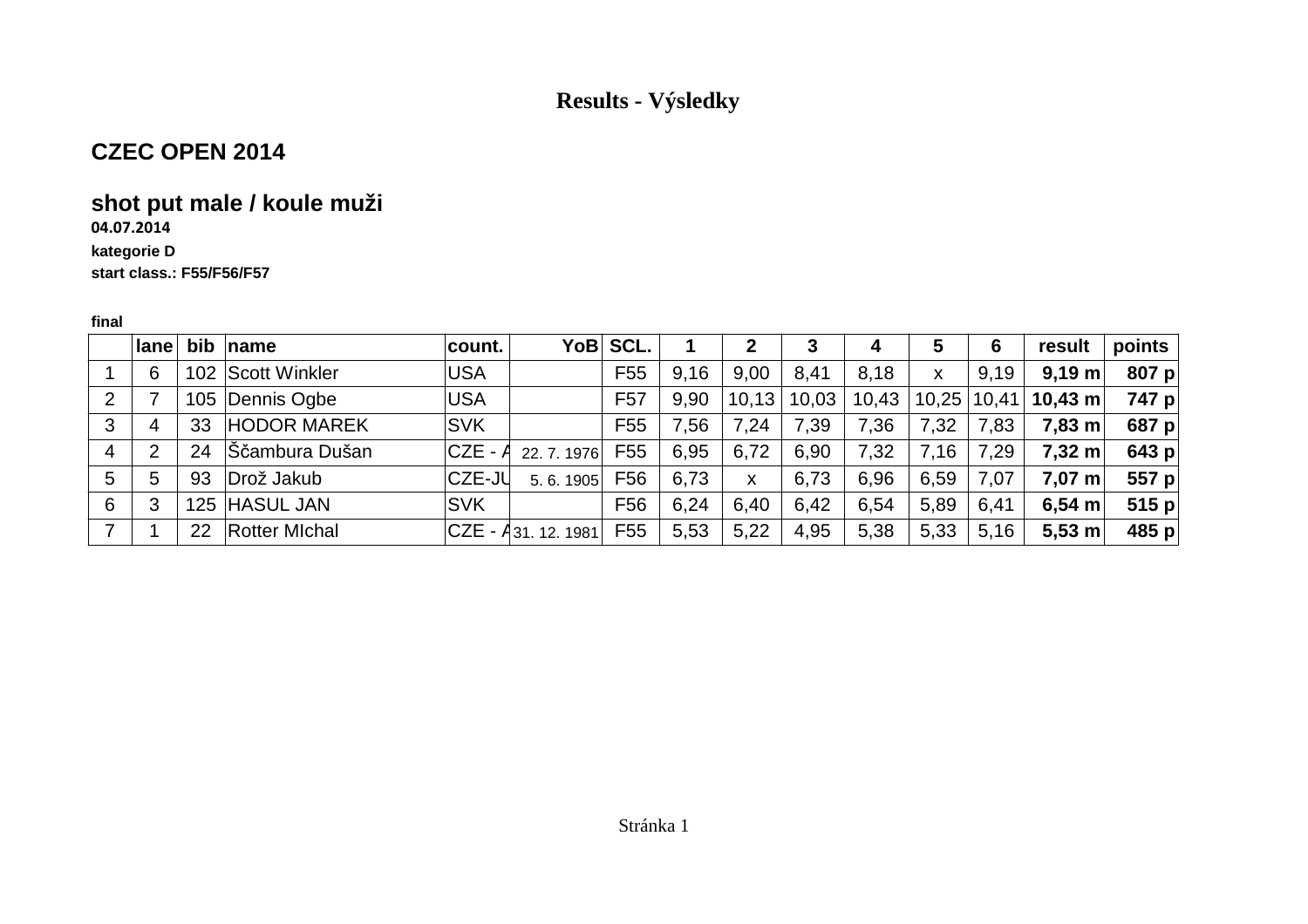# Results - Výsledky

## CZEC OPEN 2014

## shot put male / koule muži

**04.07.2014**

**kategorie D**

**start class.: F55/F56/F57**

**final**

| | lane | bib | name | count. | YoB | SCL. | 1 | 2 | 3 | 4 | 5 | 6 | result | points |
|---|---|---|---|---|---|---|---|---|---|---|---|---|---|---|
| 1 | 6 | 102 | Scott Winkler | USA | | F55 | 9,16 | 9,00 | 8,41 | 8,18 | x | 9,19 | **9,19 m** | **807 p** |
| 2 | 7 | 105 | Dennis Ogbe | USA | | F57 | 9,90 | 10,13 | 10,03 | 10,43 | 10,25 | 10,41 | **10,43 m** | **747 p** |
| 3 | 4 | 33 | HODOR MAREK | SVK | | F55 | 7,56 | 7,24 | 7,39 | 7,36 | 7,32 | 7,83 | **7,83 m** | **687 p** |
| 4 | 2 | 24 | Ščambura Dušan | CZE - A | 22. 7. 1976 | F55 | 6,95 | 6,72 | 6,90 | 7,32 | 7,16 | 7,29 | **7,32 m** | **643 p** |
| 5 | 5 | 93 | Drož Jakub | CZE-JU | 5. 6. 1905 | F56 | 6,73 | x | 6,73 | 6,96 | 6,59 | 7,07 | **7,07 m** | **557 p** |
| 6 | 3 | 125 | HASUL JAN | SVK | | F56 | 6,24 | 6,40 | 6,42 | 6,54 | 5,89 | 6,41 | **6,54 m** | **515 p** |
| 7 | 1 | 22 | Rotter MIchal | CZE - A | 31. 12. 1981 | F55 | 5,53 | 5,22 | 4,95 | 5,38 | 5,33 | 5,16 | **5,53 m** | **485 p** |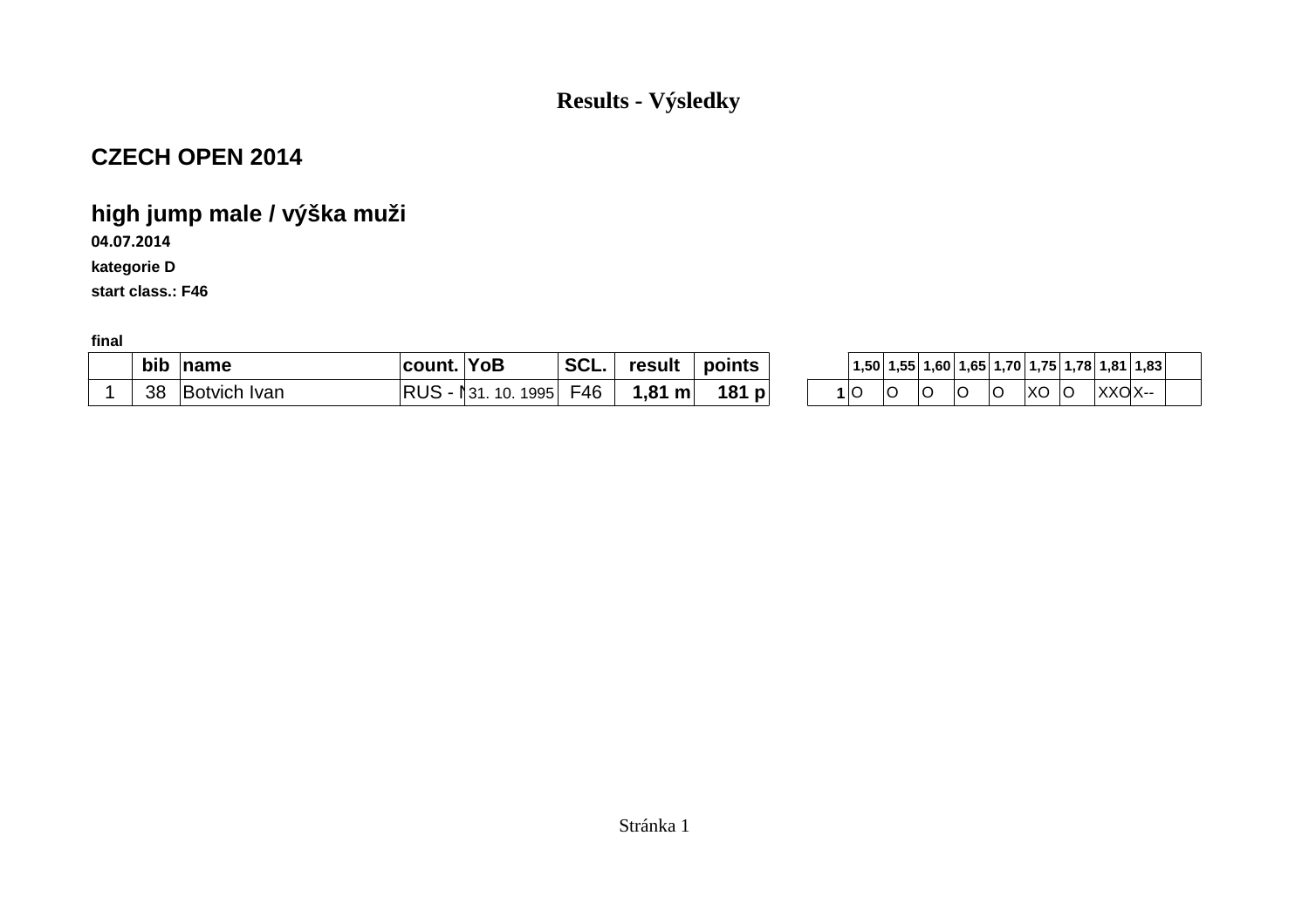# Results - Výsledky

## CZECH OPEN 2014

### high jump male / výška muži

**04.07.2014**

**kategorie D**

**start class.: F46**

**final**

| | bib | name | count. | YoB | SCL. | result | points | | 1,50 | 1,55 | 1,60 | 1,65 | 1,70 | 1,75 | 1,78 | 1,81 | 1,83 | |
|---|---|---|---|---|---|---|---|---|---|---|---|---|---|---|---|---|---|---|
| 1 | 38 | Botvich Ivan | RUS - I | 31. 10. 1995 | F46 | **1,81 m** | **181 p** | **1** | O | O | O | O | O | XO | O | XXO | X-- | |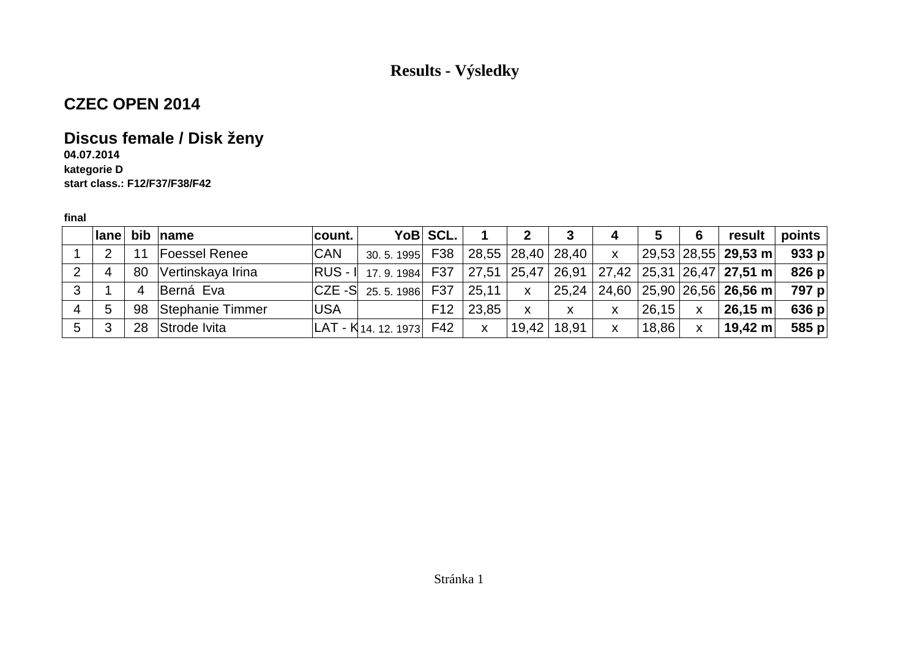# Results - Výsledky

## CZEC OPEN 2014

## Discus female / Disk ženy

**04.07.2014**

**kategorie D**

**start class.: F12/F37/F38/F42**

**final**

| | lane | bib | name | count. | YoB | SCL. | 1 | 2 | 3 | 4 | 5 | 6 | result | points |
|---|---|---|---|---|---|---|---|---|---|---|---|---|---|---|
| 1 | 2 | 11 | Foessel Renee | CAN | 30. 5. 1995 | F38 | 28,55 | 28,40 | 28,40 | x | 29,53 | 28,55 | **29,53 m** | **933 p** |
| 2 | 4 | 80 | Vertinskaya Irina | RUS - I | 17. 9. 1984 | F37 | 27,51 | 25,47 | 26,91 | 27,42 | 25,31 | 26,47 | **27,51 m** | **826 p** |
| 3 | 1 | 4 | Berná Eva | CZE -S | 25. 5. 1986 | F37 | 25,11 | x | 25,24 | 24,60 | 25,90 | 26,56 | **26,56 m** | **797 p** |
| 4 | 5 | 98 | Stephanie Timmer | USA | | F12 | 23,85 | x | x | x | 26,15 | x | **26,15 m** | **636 p** |
| 5 | 3 | 28 | Strode Ivita | LAT - K | 14. 12. 1973 | F42 | x | 19,42 | 18,91 | x | 18,86 | x | **19,42 m** | **585 p** |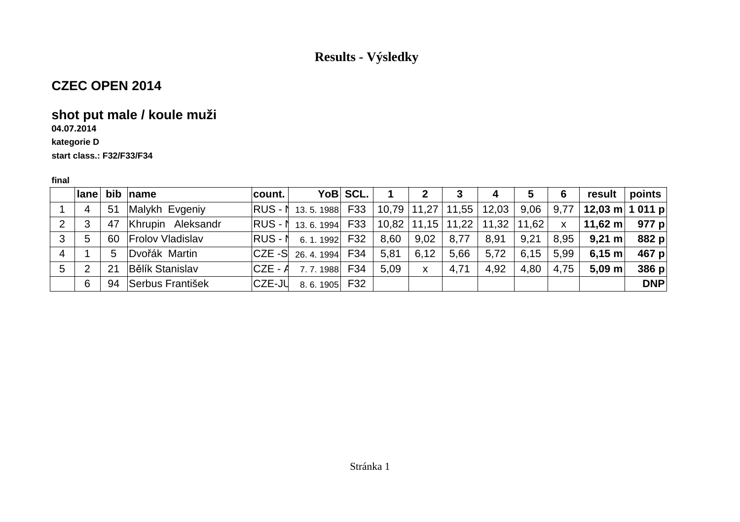# Results - Výsledky

## CZEC OPEN 2014

### shot put male / koule muži

**04.07.2014**

**kategorie D**

**start class.: F32/F33/F34**

**final**

| | lane | bib | name | count. | YoB | SCL. | 1 | 2 | 3 | 4 | 5 | 6 | result | points |
|---|---|---|---|---|---|---|---|---|---|---|---|---|---|---|
| 1 | 4 | 51 | Malykh Evgeniy | RUS - N | 13. 5. 1988 | F33 | 10,79 | 11,27 | 11,55 | 12,03 | 9,06 | 9,77 | **12,03 m** | **1 011 p** |
| 2 | 3 | 47 | Khrupin Aleksandr | RUS - N | 13. 6. 1994 | F33 | 10,82 | 11,15 | 11,22 | 11,32 | 11,62 | x | **11,62 m** | **977 p** |
| 3 | 5 | 60 | Frolov Vladislav | RUS - N | 6. 1. 1992 | F32 | 8,60 | 9,02 | 8,77 | 8,91 | 9,21 | 8,95 | **9,21 m** | **882 p** |
| 4 | 1 | 5 | Dvořák Martin | CZE -S | 26. 4. 1994 | F34 | 5,81 | 6,12 | 5,66 | 5,72 | 6,15 | 5,99 | **6,15 m** | **467 p** |
| 5 | 2 | 21 | Bělík Stanislav | CZE - A | 7. 7. 1988 | F34 | 5,09 | x | 4,71 | 4,92 | 4,80 | 4,75 | **5,09 m** | **386 p** |
| | 6 | 94 | Serbus František | CZE-JU | 8. 6. 1905 | F32 | | | | | | | | **DNP** |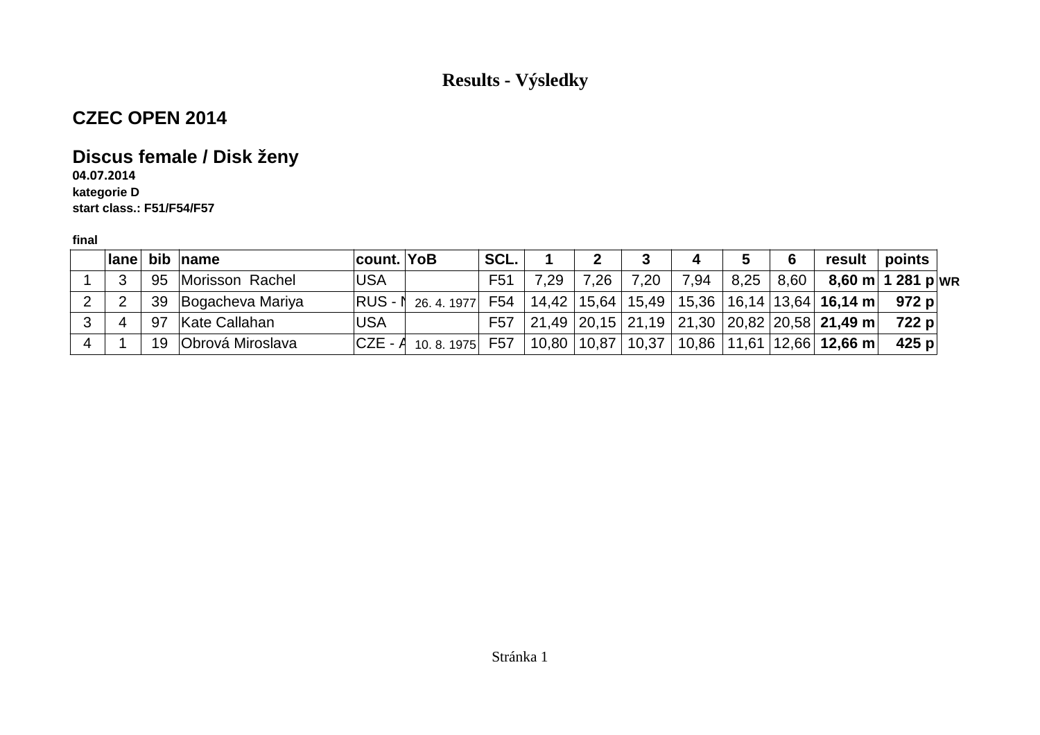# Results - Výsledky

## CZEC OPEN 2014

## Discus female / Disk ženy

**04.07.2014**

**kategorie D**

**start class.: F51/F54/F57**

**final**

| | lane | bib | name | count. | YoB | SCL. | 1 | 2 | 3 | 4 | 5 | 6 | result | points | |
|---|---|---|---|---|---|---|---|---|---|---|---|---|---|---|---|
| 1 | 3 | 95 | Morisson Rachel | USA | | F51 | 7,29 | 7,26 | 7,20 | 7,94 | 8,25 | 8,60 | **8,60 m** | **1 281 p** | **WR** |
| 2 | 2 | 39 | Bogacheva Mariya | RUS - I | 26. 4. 1977 | F54 | 14,42 | 15,64 | 15,49 | 15,36 | 16,14 | 13,64 | **16,14 m** | **972 p** | |
| 3 | 4 | 97 | Kate Callahan | USA | | F57 | 21,49 | 20,15 | 21,19 | 21,30 | 20,82 | 20,58 | **21,49 m** | **722 p** | |
| 4 | 1 | 19 | Obrová Miroslava | CZE - A | 10. 8. 1975 | F57 | 10,80 | 10,87 | 10,37 | 10,86 | 11,61 | 12,66 | **12,66 m** | **425 p** | |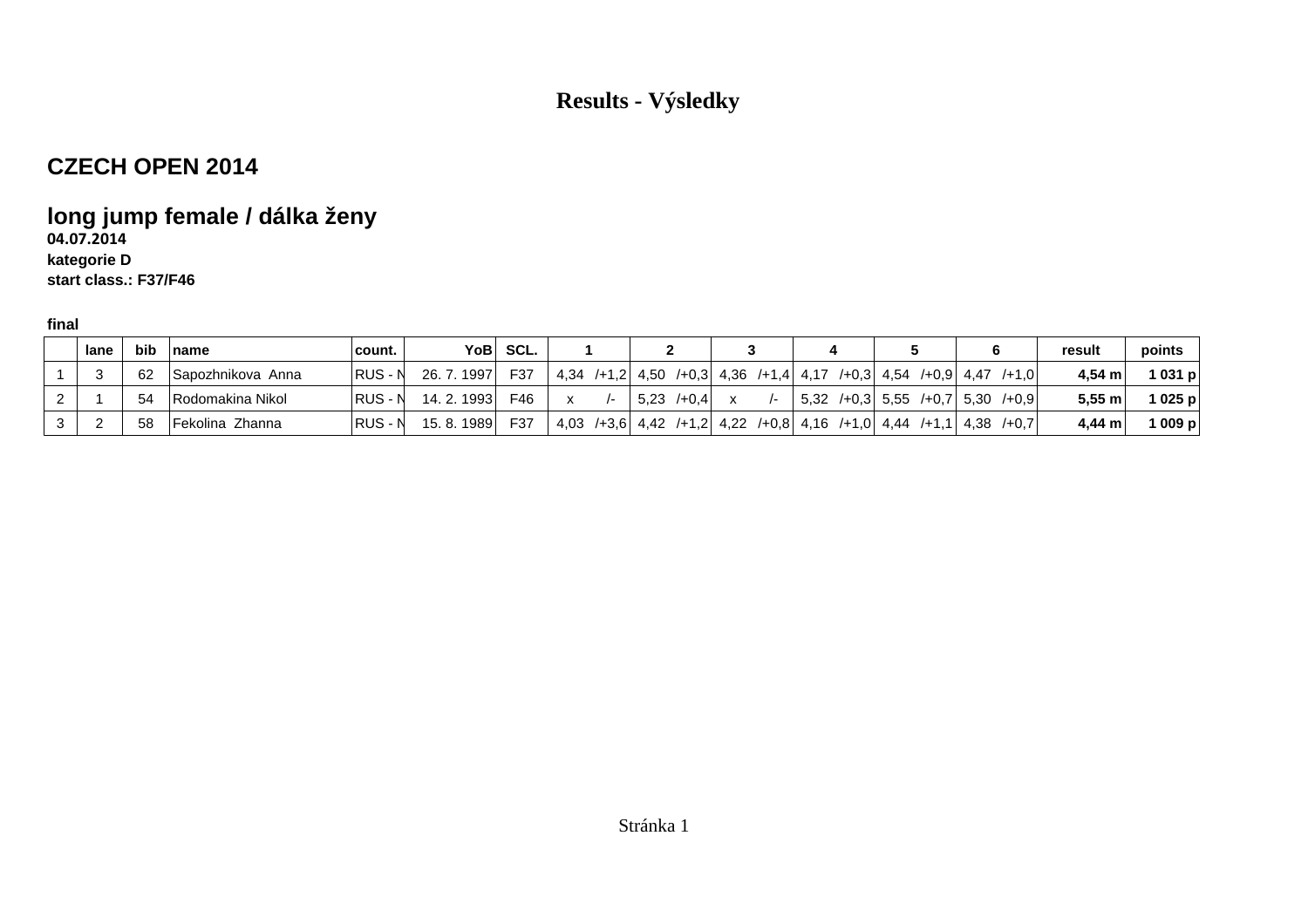# Results - Výsledky

## CZECH OPEN 2014

## long jump female / dálka ženy

**04.07.2014**

**kategorie D**

**start class.: F37/F46**

**final**

| | lane | bib | name | count. | YoB | SCL. | 1 | 2 | 3 | 4 | 5 | 6 | result | points |
|---|---|---|---|---|---|---|---|---|---|---|---|---|---|---|
| 1 | 3 | 62 | Sapozhnikova Anna | RUS - N | 26. 7. 1997 | F37 | 4,34 /+1,2 | 4,50 /+0,3 | 4,36 /+1,4 | 4,17 /+0,3 | 4,54 /+0,9 | 4,47 /+1,0 | **4,54 m** | **1 031 p** |
| 2 | 1 | 54 | Rodomakina Nikol | RUS - N | 14. 2. 1993 | F46 | x /- | 5,23 /+0,4 | x /- | 5,32 /+0,3 | 5,55 /+0,7 | 5,30 /+0,9 | **5,55 m** | **1 025 p** |
| 3 | 2 | 58 | Fekolina Zhanna | RUS - N | 15. 8. 1989 | F37 | 4,03 /+3,6 | 4,42 /+1,2 | 4,22 /+0,8 | 4,16 /+1,0 | 4,44 /+1,1 | 4,38 /+0,7 | **4,44 m** | **1 009 p** |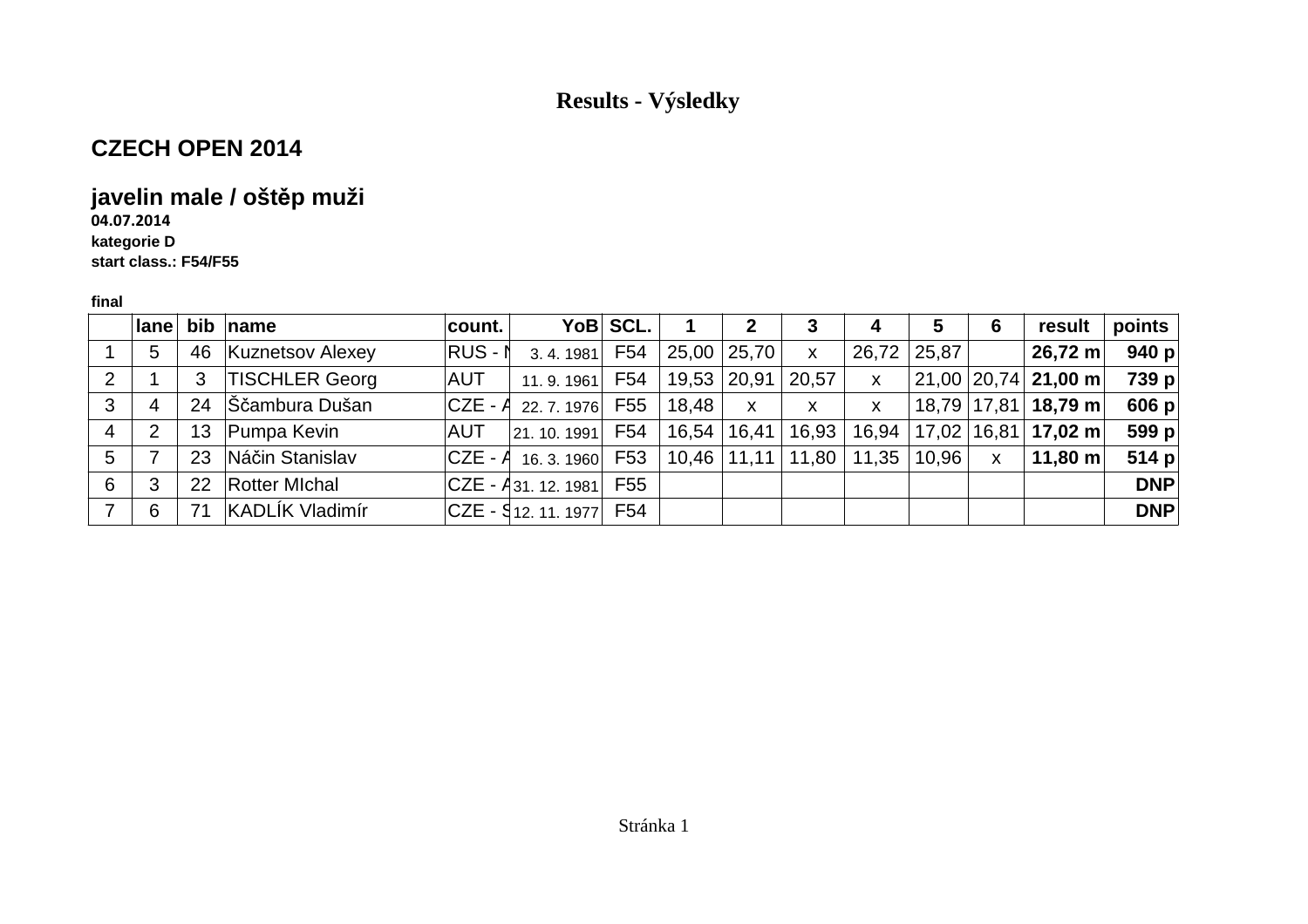# Results - Výsledky

## CZECH OPEN 2014

## javelin male / oštěp muži

**04.07.2014**

**kategorie D**

**start class.: F54/F55**

**final**

| | lane | bib | name | count. | YoB | SCL. | 1 | 2 | 3 | 4 | 5 | 6 | result | points |
|---|---|---|---|---|---|---|---|---|---|---|---|---|---|---|
| 1 | 5 | 46 | Kuznetsov Alexey | RUS - N | 3. 4. 1981 | F54 | 25,00 | 25,70 | x | 26,72 | 25,87 | | **26,72 m** | **940 p** |
| 2 | 1 | 3 | TISCHLER Georg | AUT | 11. 9. 1961 | F54 | 19,53 | 20,91 | 20,57 | x | 21,00 | 20,74 | **21,00 m** | **739 p** |
| 3 | 4 | 24 | Ščambura Dušan | CZE - A | 22. 7. 1976 | F55 | 18,48 | x | x | x | 18,79 | 17,81 | **18,79 m** | **606 p** |
| 4 | 2 | 13 | Pumpa Kevin | AUT | 21. 10. 1991 | F54 | 16,54 | 16,41 | 16,93 | 16,94 | 17,02 | 16,81 | **17,02 m** | **599 p** |
| 5 | 7 | 23 | Náčin Stanislav | CZE - A | 16. 3. 1960 | F53 | 10,46 | 11,11 | 11,80 | 11,35 | 10,96 | x | **11,80 m** | **514 p** |
| 6 | 3 | 22 | Rotter MIchal | CZE - A | 31. 12. 1981 | F55 | | | | | | | | **DNP** |
| 7 | 6 | 71 | KADLÍK Vladimír | CZE - S | 12. 11. 1977 | F54 | | | | | | | | **DNP** |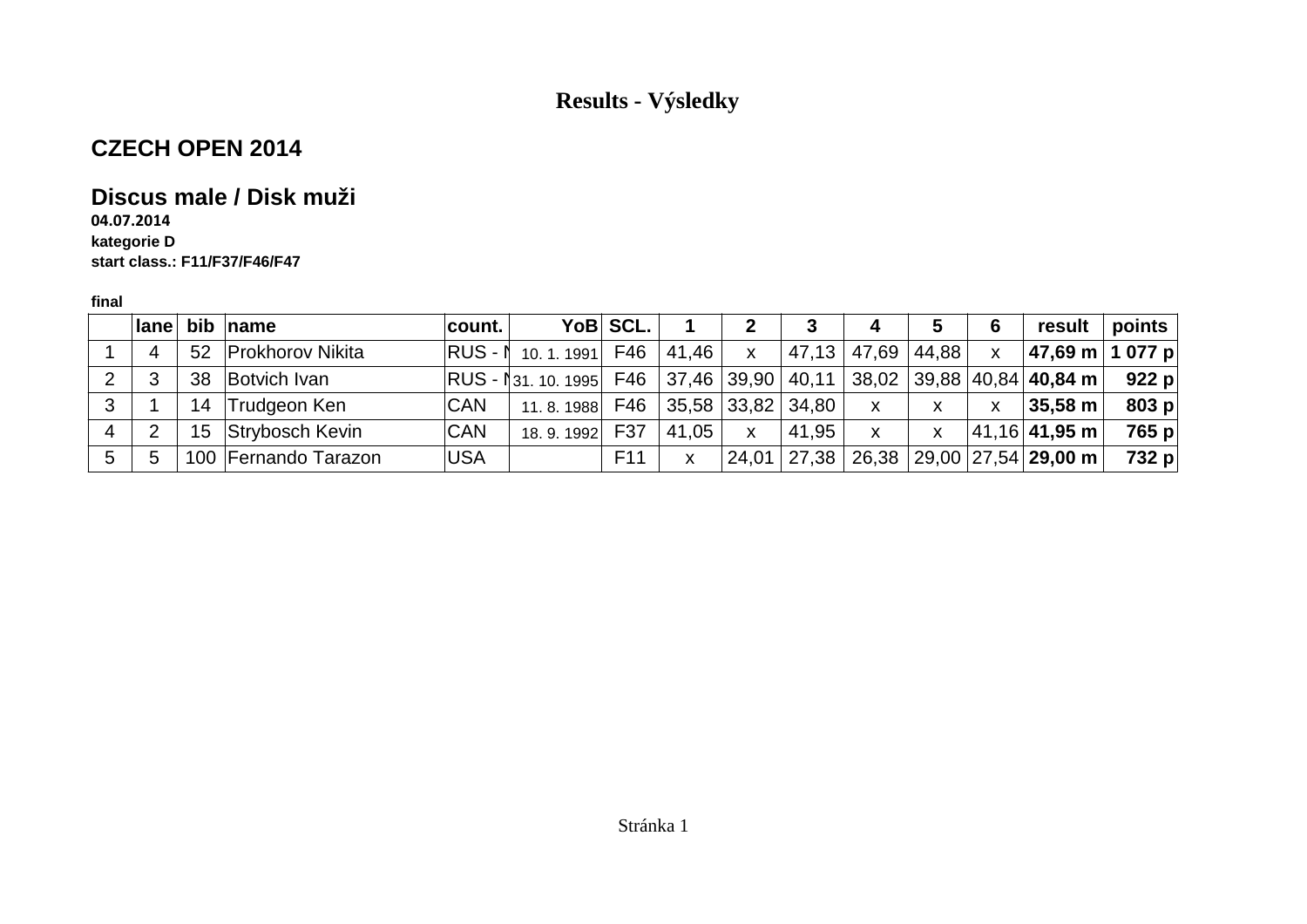# Results - Výsledky

## CZECH OPEN 2014

## Discus male / Disk muži

**04.07.2014**

**kategorie D**

**start class.: F11/F37/F46/F47**

**final**

| | lane | bib | name | count. | YoB | SCL. | 1 | 2 | 3 | 4 | 5 | 6 | result | points |
|---|---|---|---|---|---|---|---|---|---|---|---|---|---|---|
| 1 | 4 | 52 | Prokhorov Nikita | RUS - N | 10. 1. 1991 | F46 | 41,46 | x | 47,13 | 47,69 | 44,88 | x | **47,69 m** | **1 077 p** |
| 2 | 3 | 38 | Botvich Ivan | RUS - N | 31. 10. 1995 | F46 | 37,46 | 39,90 | 40,11 | 38,02 | 39,88 | 40,84 | **40,84 m** | **922 p** |
| 3 | 1 | 14 | Trudgeon Ken | CAN | 11. 8. 1988 | F46 | 35,58 | 33,82 | 34,80 | x | x | x | **35,58 m** | **803 p** |
| 4 | 2 | 15 | Strybosch Kevin | CAN | 18. 9. 1992 | F37 | 41,05 | x | 41,95 | x | x | 41,16 | **41,95 m** | **765 p** |
| 5 | 5 | 100 | Fernando Tarazon | USA | | F11 | x | 24,01 | 27,38 | 26,38 | 29,00 | 27,54 | **29,00 m** | **732 p** |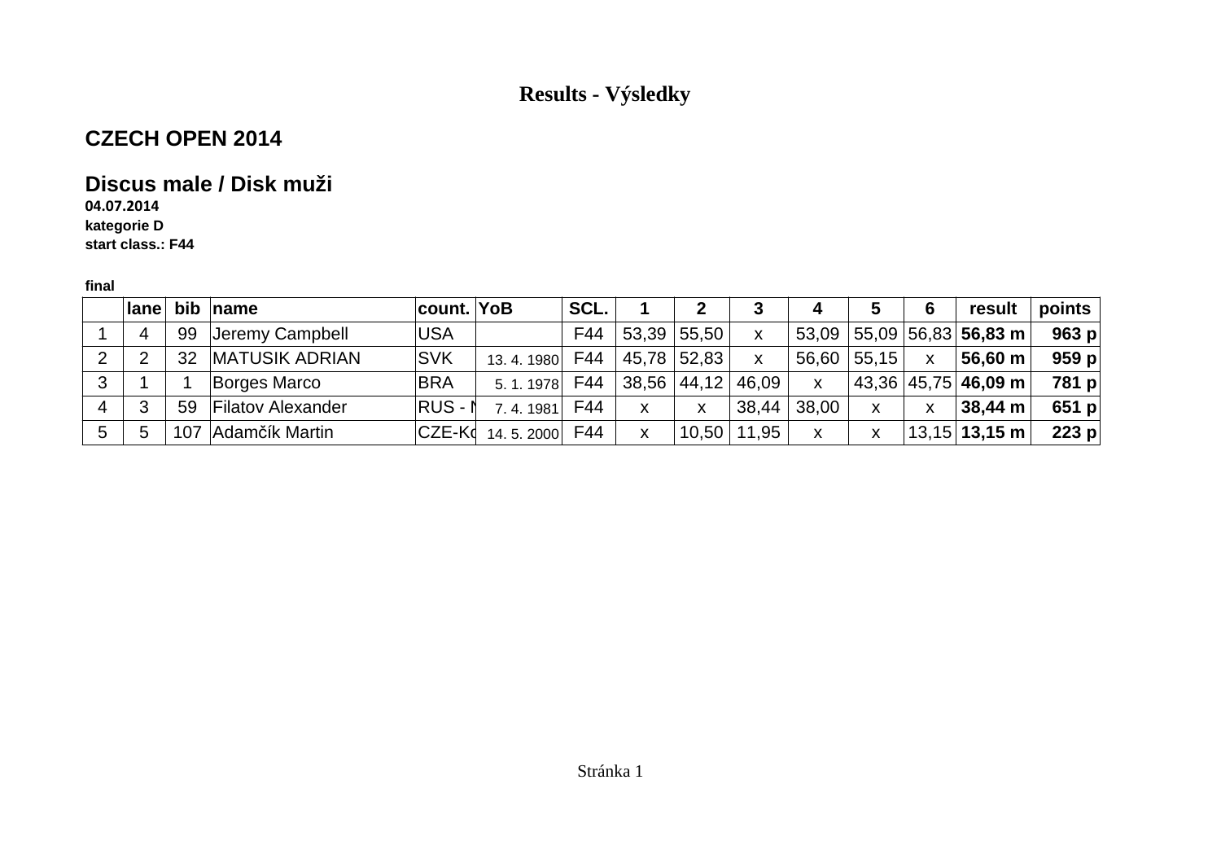**Results - Výsledky**

## CZECH OPEN 2014

## Discus male / Disk muži

**04.07.2014**
**kategorie D**
**start class.: F44**

**final**

| | lane | bib | name | count. | YoB | SCL. | 1 | 2 | 3 | 4 | 5 | 6 | result | points |
|---|---|---|---|---|---|---|---|---|---|---|---|---|---|---|
| 1 | 4 | 99 | Jeremy Campbell | USA | | F44 | 53,39 | 55,50 | x | 53,09 | 55,09 | 56,83 | **56,83 m** | **963 p** |
| 2 | 2 | 32 | MATUSIK ADRIAN | SVK | 13. 4. 1980 | F44 | 45,78 | 52,83 | x | 56,60 | 55,15 | x | **56,60 m** | **959 p** |
| 3 | 1 | 1 | Borges Marco | BRA | 5. 1. 1978 | F44 | 38,56 | 44,12 | 46,09 | x | 43,36 | 45,75 | **46,09 m** | **781 p** |
| 4 | 3 | 59 | Filatov Alexander | RUS - N | 7. 4. 1981 | F44 | x | x | 38,44 | 38,00 | x | x | **38,44 m** | **651 p** |
| 5 | 5 | 107 | Adamčík Martin | CZE-Ko | 14. 5. 2000 | F44 | x | 10,50 | 11,95 | x | x | 13,15 | **13,15 m** | **223 p** |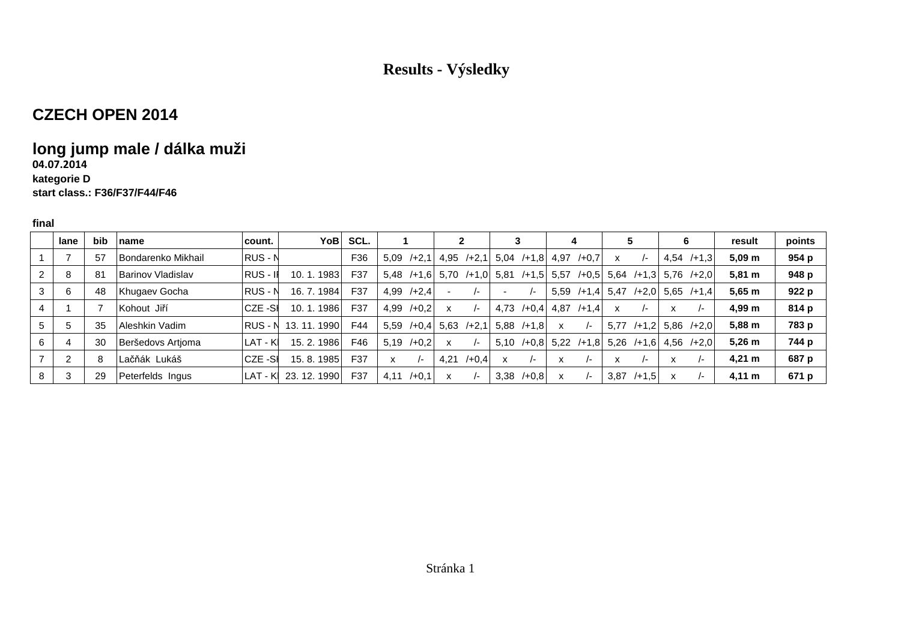# Results - Výsledky

## CZECH OPEN 2014

## long jump male / dálka muži

**04.07.2014**

**kategorie D**

**start class.: F36/F37/F44/F46**

**final**

| | lane | bib | name | count. | YoB | SCL. | 1 | | 2 | | 3 | | 4 | | 5 | | 6 | | result | points |
|---|---|---|---|---|---|---|---|---|---|---|---|---|---|---|---|---|---|---|---|---|
| 1 | 7 | 57 | Bondarenko Mikhail | RUS - N | | F36 | 5,09 | /+2,1 | 4,95 | /+2,1 | 5,04 | /+1,8 | 4,97 | /+0,7 | x | /- | 4,54 | /+1,3 | **5,09 m** | **954 p** |
| 2 | 8 | 81 | Barinov Vladislav | RUS - I | 10. 1. 1983 | F37 | 5,48 | /+1,6 | 5,70 | /+1,0 | 5,81 | /+1,5 | 5,57 | /+0,5 | 5,64 | /+1,3 | 5,76 | /+2,0 | **5,81 m** | **948 p** |
| 3 | 6 | 48 | Khugaev Gocha | RUS - N | 16. 7. 1984 | F37 | 4,99 | /+2,4 | - | /- | - | /- | 5,59 | /+1,4 | 5,47 | /+2,0 | 5,65 | /+1,4 | **5,65 m** | **922 p** |
| 4 | 1 | 7 | Kohout Jiří | CZE -S | 10. 1. 1986 | F37 | 4,99 | /+0,2 | x | /- | 4,73 | /+0,4 | 4,87 | /+1,4 | x | /- | x | /- | **4,99 m** | **814 p** |
| 5 | 5 | 35 | Aleshkin Vadim | RUS - N | 13. 11. 1990 | F44 | 5,59 | /+0,4 | 5,63 | /+2,1 | 5,88 | /+1,8 | x | /- | 5,77 | /+1,2 | 5,86 | /+2,0 | **5,88 m** | **783 p** |
| 6 | 4 | 30 | Beršedovs Artjoma | LAT - K | 15. 2. 1986 | F46 | 5,19 | /+0,2 | x | /- | 5,10 | /+0,8 | 5,22 | /+1,8 | 5,26 | /+1,6 | 4,56 | /+2,0 | **5,26 m** | **744 p** |
| 7 | 2 | 8 | Lačňák Lukáš | CZE -S | 15. 8. 1985 | F37 | x | /- | 4,21 | /+0,4 | x | /- | x | /- | x | /- | x | /- | **4,21 m** | **687 p** |
| 8 | 3 | 29 | Peterfelds Ingus | LAT - K | 23. 12. 1990 | F37 | 4,11 | /+0,1 | x | /- | 3,38 | /+0,8 | x | /- | 3,87 | /+1,5 | x | /- | **4,11 m** | **671 p** |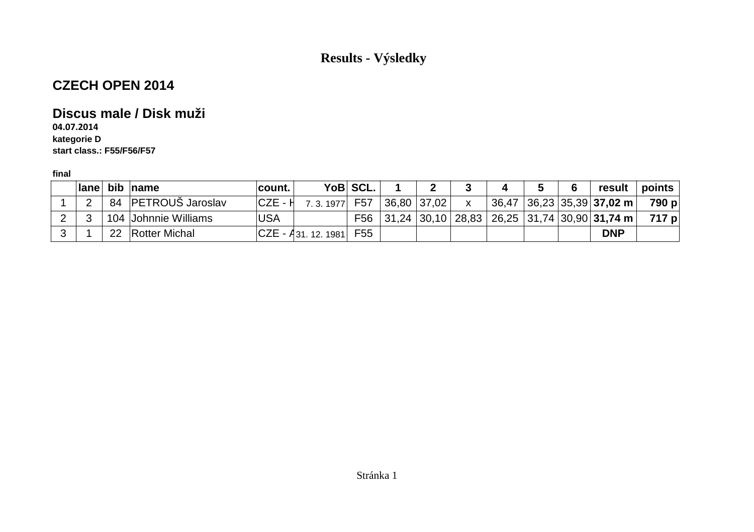# Results - Výsledky

## CZECH OPEN 2014

## Discus male / Disk muži

**04.07.2014**

**kategorie D**

**start class.: F55/F56/F57**

**final**

| | lane | bib | name | count. | YoB | SCL. | 1 | 2 | 3 | 4 | 5 | 6 | result | points |
|---|---|---|---|---|---|---|---|---|---|---|---|---|---|---|
| 1 | 2 | 84 | PETROUŠ Jaroslav | CZE - H | 7. 3. 1977 | F57 | 36,80 | 37,02 | x | 36,47 | 36,23 | 35,39 | **37,02 m** | **790 p** |
| 2 | 3 | 104 | Johnnie Williams | USA | | F56 | 31,24 | 30,10 | 28,83 | 26,25 | 31,74 | 30,90 | **31,74 m** | **717 p** |
| 3 | 1 | 22 | Rotter Michal | CZE - A | 31. 12. 1981 | F55 | | | | | | | **DNP** | |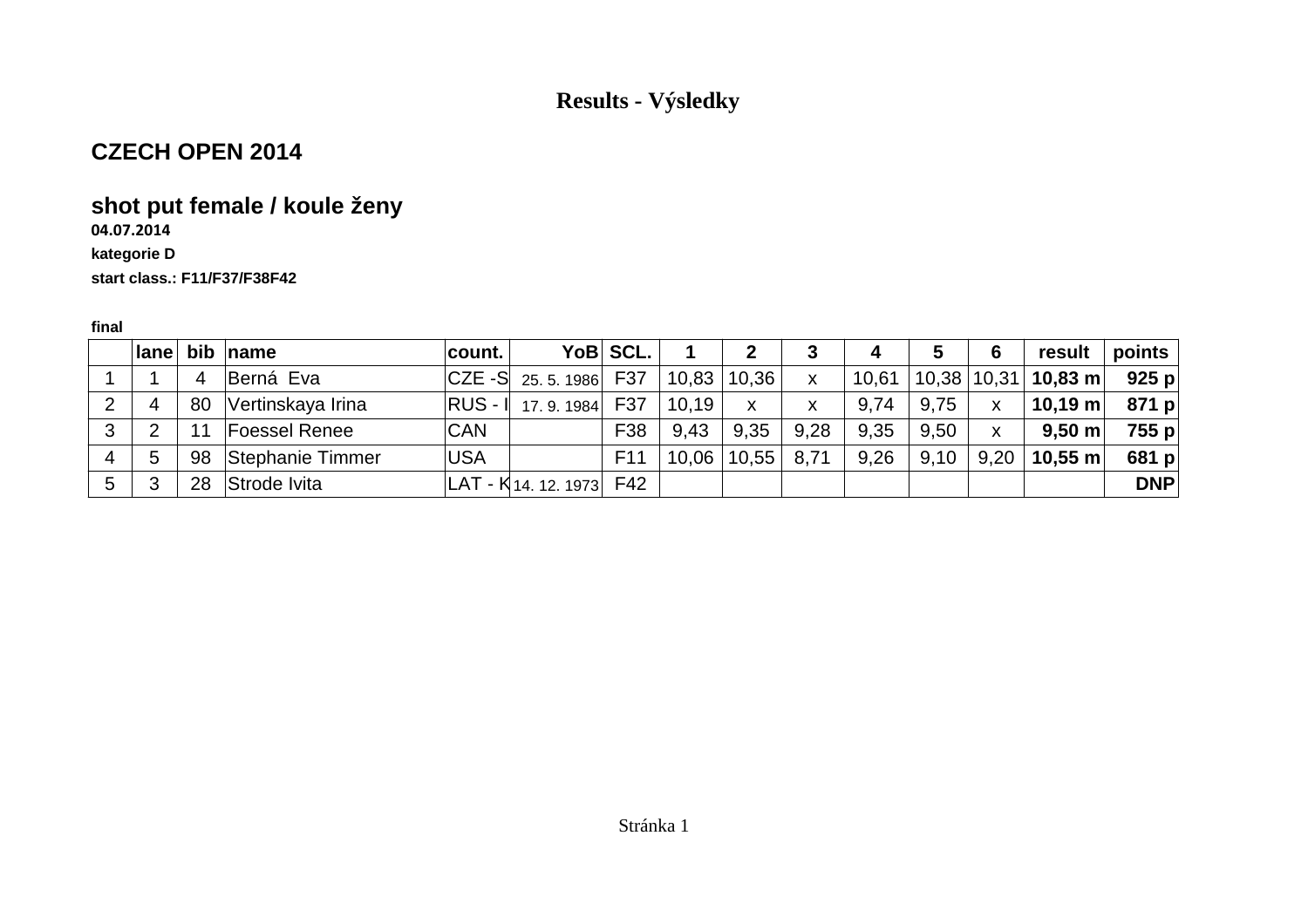# Results - Výsledky

## CZECH OPEN 2014

### shot put female / koule ženy

**04.07.2014**

**kategorie D**

**start class.: F11/F37/F38F42**

**final**

| | lane | bib | name | count. | YoB | SCL. | 1 | 2 | 3 | 4 | 5 | 6 | result | points |
|---|---|---|---|---|---|---|---|---|---|---|---|---|---|---|
| 1 | 1 | 4 | Berná Eva | CZE -S | 25. 5. 1986 | F37 | 10,83 | 10,36 | x | 10,61 | 10,38 | 10,31 | **10,83 m** | **925 p** |
| 2 | 4 | 80 | Vertinskaya Irina | RUS - I | 17. 9. 1984 | F37 | 10,19 | x | x | 9,74 | 9,75 | x | **10,19 m** | **871 p** |
| 3 | 2 | 11 | Foessel Renee | CAN | | F38 | 9,43 | 9,35 | 9,28 | 9,35 | 9,50 | x | **9,50 m** | **755 p** |
| 4 | 5 | 98 | Stephanie Timmer | USA | | F11 | 10,06 | 10,55 | 8,71 | 9,26 | 9,10 | 9,20 | **10,55 m** | **681 p** |
| 5 | 3 | 28 | Strode Ivita | LAT - K | 14. 12. 1973 | F42 | | | | | | | | **DNP** |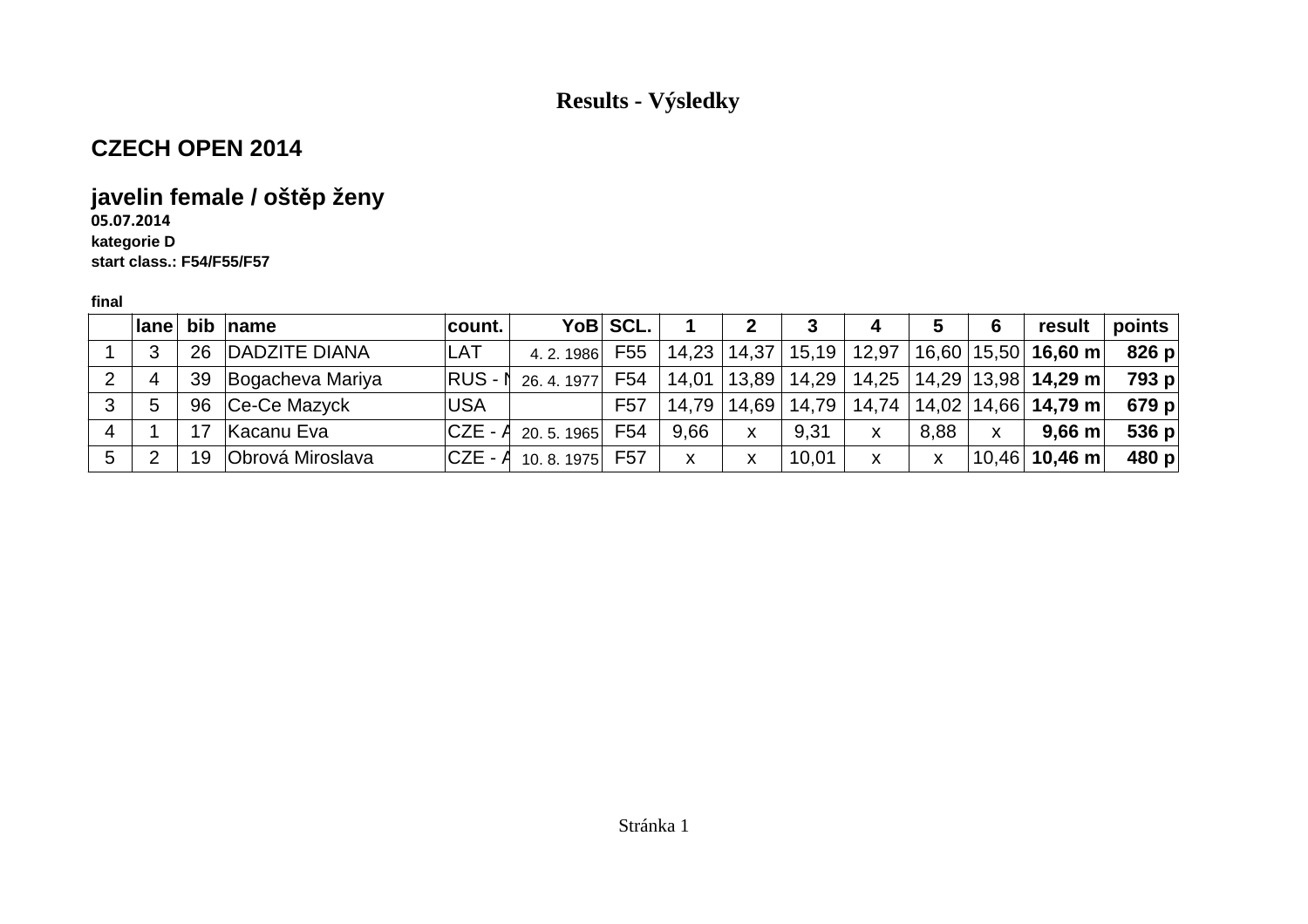# Results - Výsledky

## CZECH OPEN 2014

### javelin female / oštěp ženy

**05.07.2014**

**kategorie D**

**start class.: F54/F55/F57**

**final**

| | lane | bib | name | count. | YoB | SCL. | 1 | 2 | 3 | 4 | 5 | 6 | result | points |
|---|---|---|---|---|---|---|---|---|---|---|---|---|---|---|
| 1 | 3 | 26 | DADZITE DIANA | LAT | 4. 2. 1986 | F55 | 14,23 | 14,37 | 15,19 | 12,97 | 16,60 | 15,50 | **16,60 m** | **826 p** |
| 2 | 4 | 39 | Bogacheva Mariya | RUS - N | 26. 4. 1977 | F54 | 14,01 | 13,89 | 14,29 | 14,25 | 14,29 | 13,98 | **14,29 m** | **793 p** |
| 3 | 5 | 96 | Ce-Ce Mazyck | USA | | F57 | 14,79 | 14,69 | 14,79 | 14,74 | 14,02 | 14,66 | **14,79 m** | **679 p** |
| 4 | 1 | 17 | Kacanu Eva | CZE - A | 20. 5. 1965 | F54 | 9,66 | x | 9,31 | x | 8,88 | x | **9,66 m** | **536 p** |
| 5 | 2 | 19 | Obrová Miroslava | CZE - A | 10. 8. 1975 | F57 | x | x | 10,01 | x | x | 10,46 | **10,46 m** | **480 p** |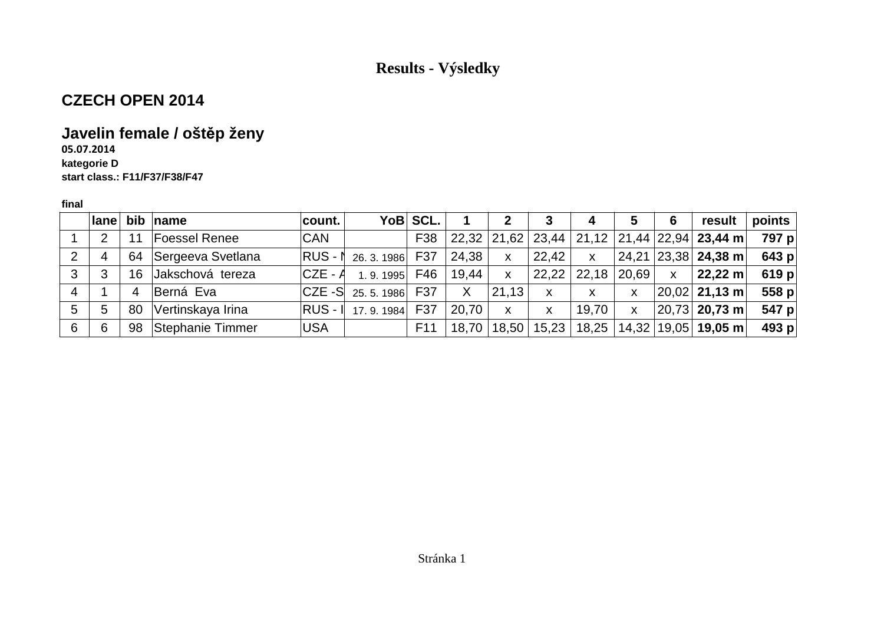# Results - Výsledky

## CZECH OPEN 2014

## Javelin female / oštěp ženy

**05.07.2014**

**kategorie D**

**start class.: F11/F37/F38/F47**

**final**

| | lane | bib | name | count. | YoB | SCL. | 1 | 2 | 3 | 4 | 5 | 6 | result | points |
|---|---|---|---|---|---|---|---|---|---|---|---|---|---|---|
| 1 | 2 | 11 | Foessel Renee | CAN | | F38 | 22,32 | 21,62 | 23,44 | 21,12 | 21,44 | 22,94 | **23,44 m** | **797 p** |
| 2 | 4 | 64 | Sergeeva Svetlana | RUS - N | 26. 3. 1986 | F37 | 24,38 | x | 22,42 | x | 24,21 | 23,38 | **24,38 m** | **643 p** |
| 3 | 3 | 16 | Jakschová tereza | CZE - A | 1. 9. 1995 | F46 | 19,44 | x | 22,22 | 22,18 | 20,69 | x | **22,22 m** | **619 p** |
| 4 | 1 | 4 | Berná Eva | CZE -S | 25. 5. 1986 | F37 | X | 21,13 | x | x | x | 20,02 | **21,13 m** | **558 p** |
| 5 | 5 | 80 | Vertinskaya Irina | RUS - I | 17. 9. 1984 | F37 | 20,70 | x | x | 19,70 | x | 20,73 | **20,73 m** | **547 p** |
| 6 | 6 | 98 | Stephanie Timmer | USA | | F11 | 18,70 | 18,50 | 15,23 | 18,25 | 14,32 | 19,05 | **19,05 m** | **493 p** |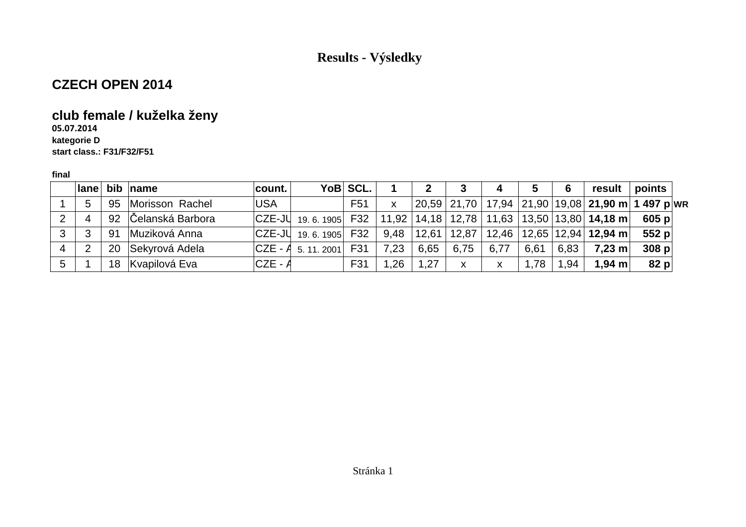# Results - Výsledky

## CZECH OPEN 2014

### club female / kuželka ženy

**05.07.2014**
**kategorie D**
**start class.: F31/F32/F51**

**final**

| | lane | bib | name | count. | YoB | SCL. | 1 | 2 | 3 | 4 | 5 | 6 | result | points | |
|---|---|---|---|---|---|---|---|---|---|---|---|---|---|---|---|
| 1 | 5 | 95 | Morisson Rachel | USA | | F51 | x | 20,59 | 21,70 | 17,94 | 21,90 | 19,08 | **21,90 m** | **1 497 p** | **WR** |
| 2 | 4 | 92 | Čelanská Barbora | CZE-JU | 19. 6. 1905 | F32 | 11,92 | 14,18 | 12,78 | 11,63 | 13,50 | 13,80 | **14,18 m** | **605 p** | |
| 3 | 3 | 91 | Muziková Anna | CZE-JU | 19. 6. 1905 | F32 | 9,48 | 12,61 | 12,87 | 12,46 | 12,65 | 12,94 | **12,94 m** | **552 p** | |
| 4 | 2 | 20 | Sekyrová Adela | CZE - A | 5. 11. 2001 | F31 | 7,23 | 6,65 | 6,75 | 6,77 | 6,61 | 6,83 | **7,23 m** | **308 p** | |
| 5 | 1 | 18 | Kvapilová Eva | CZE - A | | F31 | 1,26 | 1,27 | x | x | 1,78 | 1,94 | **1,94 m** | **82 p** | |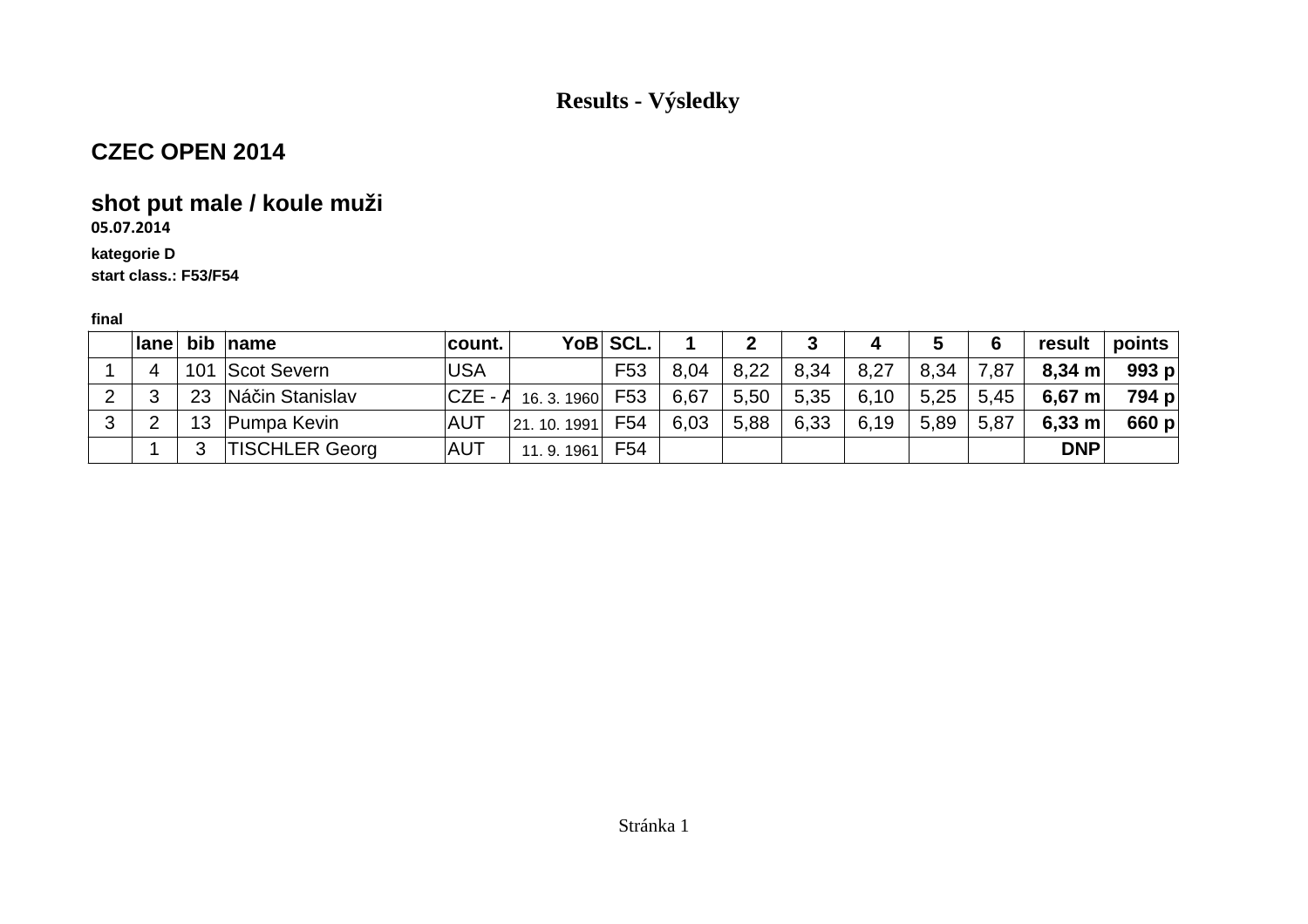# Results - Výsledky

## CZEC OPEN 2014

### shot put male / koule muži

**05.07.2014**

**kategorie D**

**start class.: F53/F54**

**final**

| | lane | bib | name | count. | YoB | SCL. | 1 | 2 | 3 | 4 | 5 | 6 | result | points |
|---|---|---|---|---|---|---|---|---|---|---|---|---|---|---|
| 1 | 4 | 101 | Scot Severn | USA | | F53 | 8,04 | 8,22 | 8,34 | 8,27 | 8,34 | 7,87 | **8,34 m** | **993 p** |
| 2 | 3 | 23 | Náčin Stanislav | CZE - A | 16. 3. 1960 | F53 | 6,67 | 5,50 | 5,35 | 6,10 | 5,25 | 5,45 | **6,67 m** | **794 p** |
| 3 | 2 | 13 | Pumpa Kevin | AUT | 21. 10. 1991 | F54 | 6,03 | 5,88 | 6,33 | 6,19 | 5,89 | 5,87 | **6,33 m** | **660 p** |
| | 1 | 3 | TISCHLER Georg | AUT | 11. 9. 1961 | F54 | | | | | | | **DNP** | |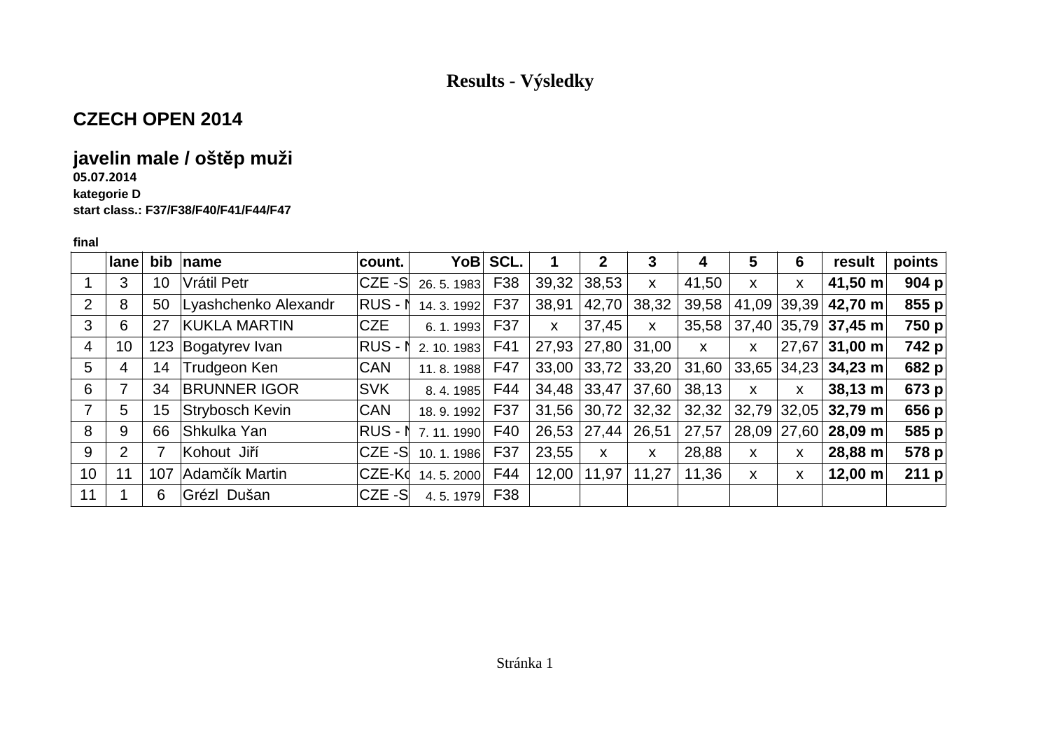# Results - Výsledky

## CZECH OPEN 2014

### javelin male / oštěp muži

**05.07.2014**

**kategorie D**

**start class.: F37/F38/F40/F41/F44/F47**

**final**

| | lane | bib | name | count. | YoB | SCL. | 1 | 2 | 3 | 4 | 5 | 6 | result | points |
|---|---|---|---|---|---|---|---|---|---|---|---|---|---|---|
| 1 | 3 | 10 | Vrátil Petr | CZE -S | 26. 5. 1983 | F38 | 39,32 | 38,53 | x | 41,50 | x | x | **41,50 m** | **904 p** |
| 2 | 8 | 50 | Lyashchenko Alexandr | RUS - N | 14. 3. 1992 | F37 | 38,91 | 42,70 | 38,32 | 39,58 | 41,09 | 39,39 | **42,70 m** | **855 p** |
| 3 | 6 | 27 | KUKLA MARTIN | CZE | 6. 1. 1993 | F37 | x | 37,45 | x | 35,58 | 37,40 | 35,79 | **37,45 m** | **750 p** |
| 4 | 10 | 123 | Bogatyrev Ivan | RUS - N | 2. 10. 1983 | F41 | 27,93 | 27,80 | 31,00 | x | x | 27,67 | **31,00 m** | **742 p** |
| 5 | 4 | 14 | Trudgeon Ken | CAN | 11. 8. 1988 | F47 | 33,00 | 33,72 | 33,20 | 31,60 | 33,65 | 34,23 | **34,23 m** | **682 p** |
| 6 | 7 | 34 | BRUNNER IGOR | SVK | 8. 4. 1985 | F44 | 34,48 | 33,47 | 37,60 | 38,13 | x | x | **38,13 m** | **673 p** |
| 7 | 5 | 15 | Strybosch Kevin | CAN | 18. 9. 1992 | F37 | 31,56 | 30,72 | 32,32 | 32,32 | 32,79 | 32,05 | **32,79 m** | **656 p** |
| 8 | 9 | 66 | Shkulka Yan | RUS - N | 7. 11. 1990 | F40 | 26,53 | 27,44 | 26,51 | 27,57 | 28,09 | 27,60 | **28,09 m** | **585 p** |
| 9 | 2 | 7 | Kohout Jiří | CZE -S | 10. 1. 1986 | F37 | 23,55 | x | x | 28,88 | x | x | **28,88 m** | **578 p** |
| 10 | 11 | 107 | Adamčík Martin | CZE-Ko | 14. 5. 2000 | F44 | 12,00 | 11,97 | 11,27 | 11,36 | x | x | **12,00 m** | **211 p** |
| 11 | 1 | 6 | Grézl Dušan | CZE -S | 4. 5. 1979 | F38 | | | | | | | | |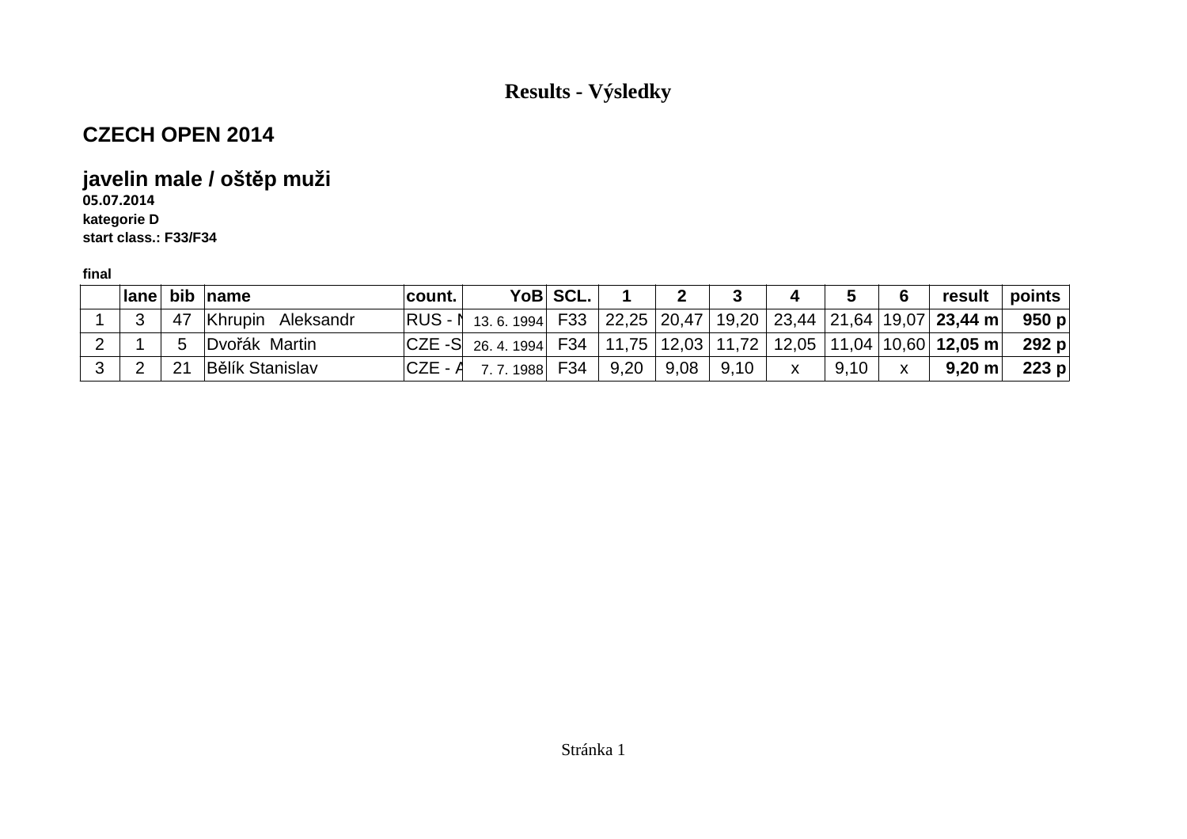# Results - Výsledky

## CZECH OPEN 2014

### javelin male / oštěp muži

**05.07.2014**

**kategorie D**

**start class.: F33/F34**

**final**

| | lane | bib | name | count. | YoB | SCL. | 1 | 2 | 3 | 4 | 5 | 6 | result | points |
|---|---|---|---|---|---|---|---|---|---|---|---|---|---|---|
| 1 | 3 | 47 | Khrupin Aleksandr | RUS - N | 13. 6. 1994 | F33 | 22,25 | 20,47 | 19,20 | 23,44 | 21,64 | 19,07 | **23,44 m** | **950 p** |
| 2 | 1 | 5 | Dvořák Martin | CZE -S | 26. 4. 1994 | F34 | 11,75 | 12,03 | 11,72 | 12,05 | 11,04 | 10,60 | **12,05 m** | **292 p** |
| 3 | 2 | 21 | Bělík Stanislav | CZE - A | 7. 7. 1988 | F34 | 9,20 | 9,08 | 9,10 | x | 9,10 | x | **9,20 m** | **223 p** |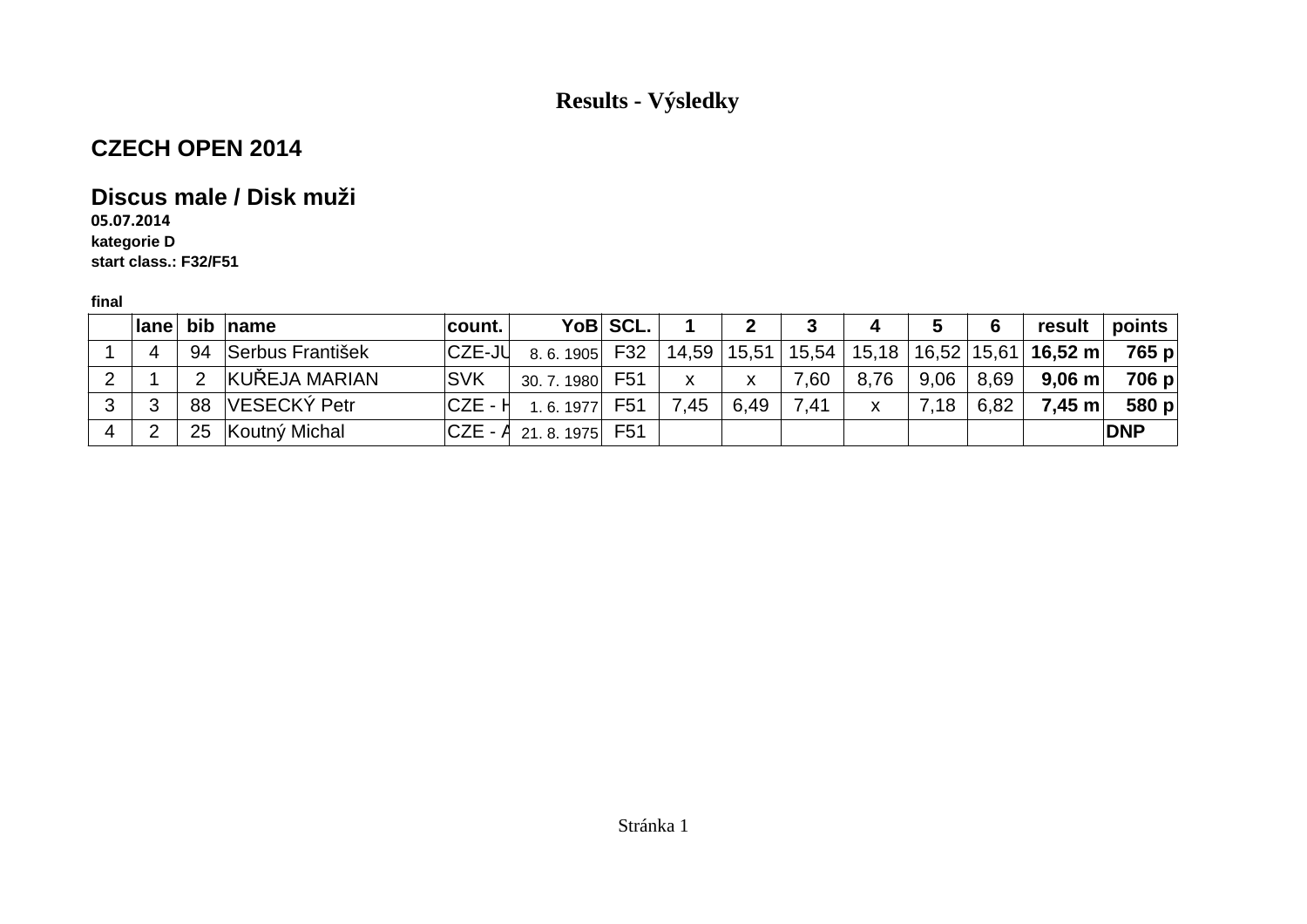# Results - Výsledky

## CZECH OPEN 2014

## Discus male / Disk muži

**05.07.2014**
**kategorie D**
**start class.: F32/F51**

**final**

| | lane | bib | name | count. | YoB | SCL. | 1 | 2 | 3 | 4 | 5 | 6 | result | points |
|---|---|---|---|---|---|---|---|---|---|---|---|---|---|---|
| 1 | 4 | 94 | Serbus František | CZE-JU | 8. 6. 1905 | F32 | 14,59 | 15,51 | 15,54 | 15,18 | 16,52 | 15,61 | **16,52 m** | **765 p** |
| 2 | 1 | 2 | KUŘEJA MARIAN | SVK | 30. 7. 1980 | F51 | x | x | 7,60 | 8,76 | 9,06 | 8,69 | **9,06 m** | **706 p** |
| 3 | 3 | 88 | VESECKÝ Petr | CZE - H | 1. 6. 1977 | F51 | 7,45 | 6,49 | 7,41 | x | 7,18 | 6,82 | **7,45 m** | **580 p** |
| 4 | 2 | 25 | Koutný Michal | CZE - A | 21. 8. 1975 | F51 | | | | | | | | **DNP** |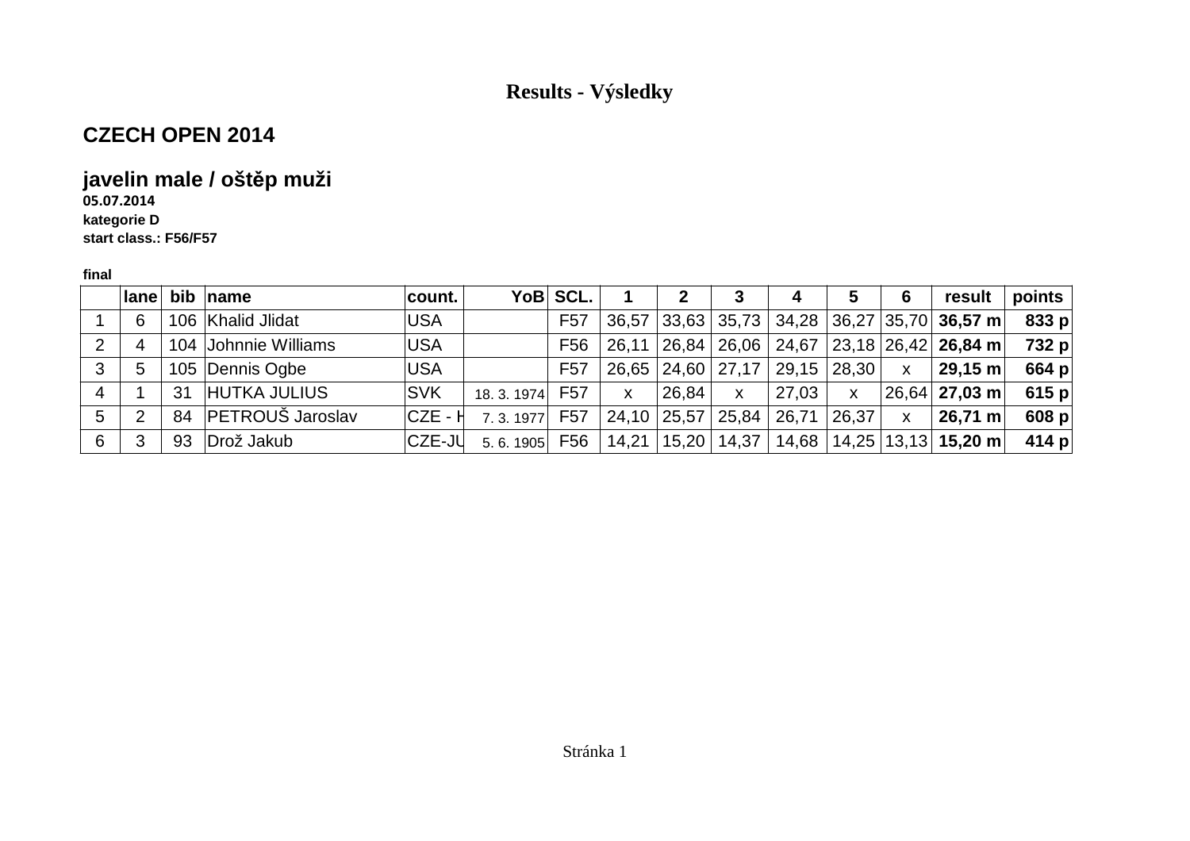# Results - Výsledky

## CZECH OPEN 2014

### javelin male / oštěp muži

**05.07.2014**

**kategorie D**

**start class.: F56/F57**

**final**

| | lane | bib | name | count. | YoB | SCL. | 1 | 2 | 3 | 4 | 5 | 6 | result | points |
|---|---|---|---|---|---|---|---|---|---|---|---|---|---|---|
| 1 | 6 | 106 | Khalid Jlidat | USA | | F57 | 36,57 | 33,63 | 35,73 | 34,28 | 36,27 | 35,70 | **36,57 m** | **833 p** |
| 2 | 4 | 104 | Johnnie Williams | USA | | F56 | 26,11 | 26,84 | 26,06 | 24,67 | 23,18 | 26,42 | **26,84 m** | **732 p** |
| 3 | 5 | 105 | Dennis Ogbe | USA | | F57 | 26,65 | 24,60 | 27,17 | 29,15 | 28,30 | x | **29,15 m** | **664 p** |
| 4 | 1 | 31 | HUTKA JULIUS | SVK | 18. 3. 1974 | F57 | x | 26,84 | x | 27,03 | x | 26,64 | **27,03 m** | **615 p** |
| 5 | 2 | 84 | PETROUŠ Jaroslav | CZE - H | 7. 3. 1977 | F57 | 24,10 | 25,57 | 25,84 | 26,71 | 26,37 | x | **26,71 m** | **608 p** |
| 6 | 3 | 93 | Drož Jakub | CZE-JU | 5. 6. 1905 | F56 | 14,21 | 15,20 | 14,37 | 14,68 | 14,25 | 13,13 | **15,20 m** | **414 p** |

Stránka 1